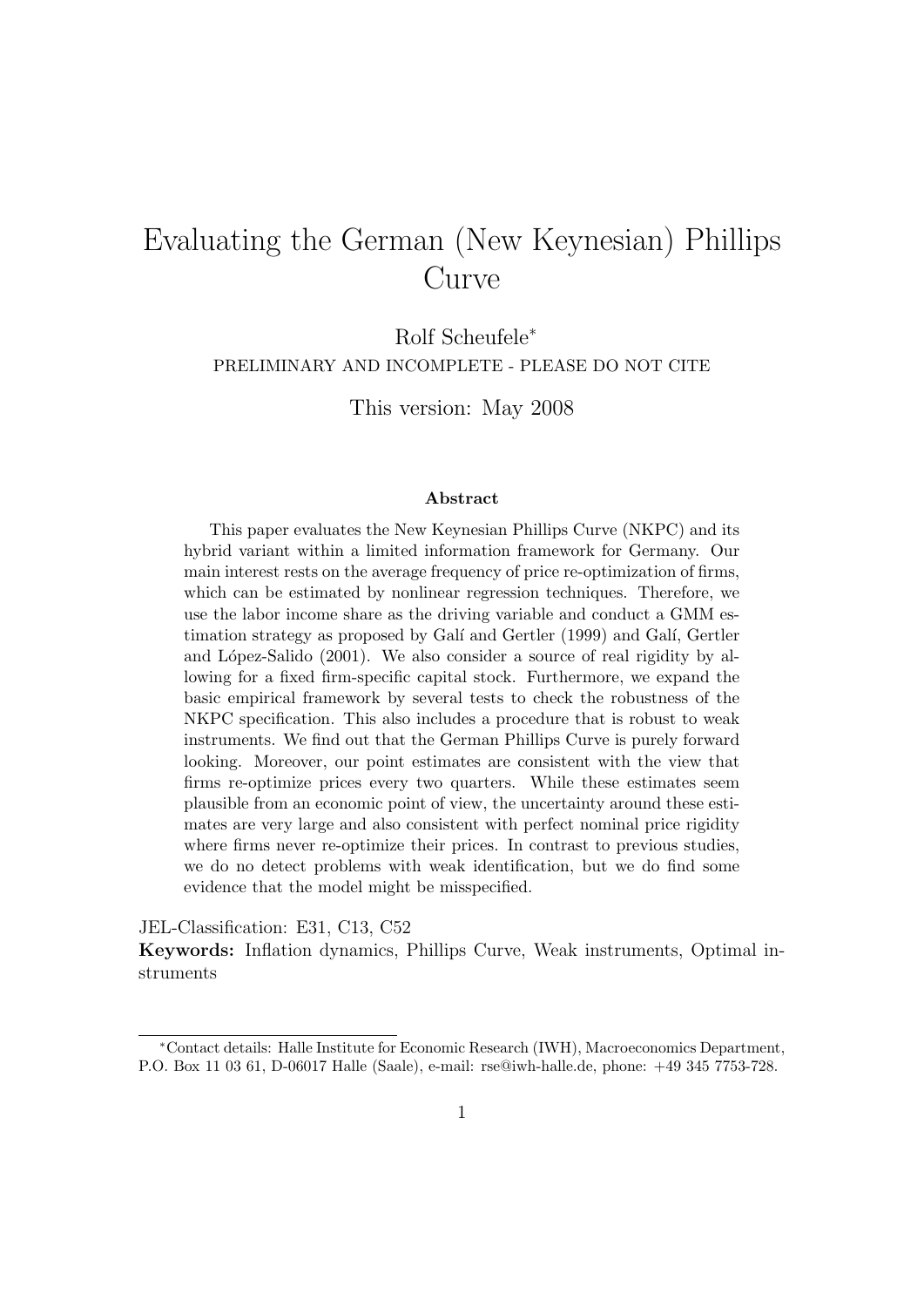# Evaluating the German (New Keynesian) Phillips Curve

Rolf Scheufele*

PRELIMINARY AND INCOMPLETE - PLEASE DO NOT CITE

This version: May 2008

### Abstract

This paper evaluates the New Keynesian Phillips Curve (NKPC) and its hybrid variant within a limited information framework for Germany. Our main interest rests on the average frequency of price re-optimization of firms, which can be estimated by nonlinear regression techniques. Therefore, we use the labor income share as the driving variable and conduct a GMM estimation strategy as proposed by Galí and Gertler (1999) and Galí, Gertler and López-Salido (2001). We also consider a source of real rigidity by allowing for a fixed firm-specific capital stock. Furthermore, we expand the basic empirical framework by several tests to check the robustness of the NKPC specification. This also includes a procedure that is robust to weak instruments. We find out that the German Phillips Curve is purely forward looking. Moreover, our point estimates are consistent with the view that firms re-optimize prices every two quarters. While these estimates seem plausible from an economic point of view, the uncertainty around these estimates are very large and also consistent with perfect nominal price rigidity where firms never re-optimize their prices. In contrast to previous studies, we do no detect problems with weak identification, but we do find some evidence that the model might be misspecified.

JEL-Classification: E31, C13, C52

**Keywords:** Inflation dynamics, Phillips Curve, Weak instruments, Optimal instruments

*Contact details: Halle Institute for Economic Research (IWH), Macroeconomics Department, P.O. Box 11 03 61, D-06017 Halle (Saale), e-mail: rse@iwh-halle.de, phone: +49 345 7753-728.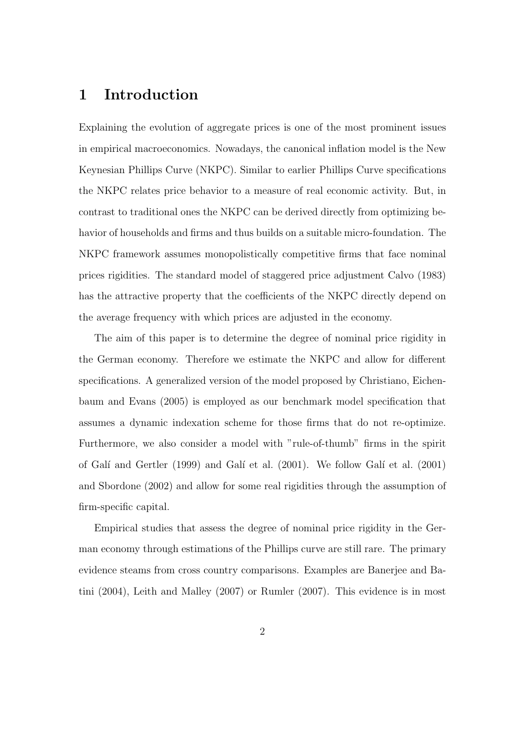# 1 Introduction

Explaining the evolution of aggregate prices is one of the most prominent issues in empirical macroeconomics. Nowadays, the canonical inflation model is the New Keynesian Phillips Curve (NKPC). Similar to earlier Phillips Curve specifications the NKPC relates price behavior to a measure of real economic activity. But, in contrast to traditional ones the NKPC can be derived directly from optimizing behavior of households and firms and thus builds on a suitable micro-foundation. The NKPC framework assumes monopolistically competitive firms that face nominal prices rigidities. The standard model of staggered price adjustment Calvo (1983) has the attractive property that the coefficients of the NKPC directly depend on the average frequency with which prices are adjusted in the economy.

The aim of this paper is to determine the degree of nominal price rigidity in the German economy. Therefore we estimate the NKPC and allow for different specifications. A generalized version of the model proposed by Christiano, Eichenbaum and Evans (2005) is employed as our benchmark model specification that assumes a dynamic indexation scheme for those firms that do not re-optimize. Furthermore, we also consider a model with "rule-of-thumb" firms in the spirit of Galí and Gertler (1999) and Galí et al. (2001). We follow Galí et al. (2001) and Sbordone (2002) and allow for some real rigidities through the assumption of firm-specific capital.

Empirical studies that assess the degree of nominal price rigidity in the German economy through estimations of the Phillips curve are still rare. The primary evidence steams from cross country comparisons. Examples are Banerjee and Batini (2004), Leith and Malley (2007) or Rumler (2007). This evidence is in most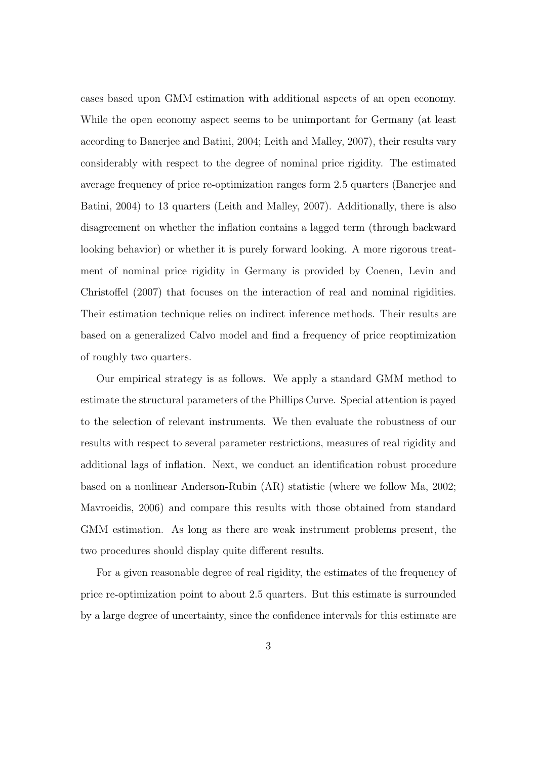cases based upon GMM estimation with additional aspects of an open economy. While the open economy aspect seems to be unimportant for Germany (at least according to Banerjee and Batini, 2004; Leith and Malley, 2007), their results vary considerably with respect to the degree of nominal price rigidity. The estimated average frequency of price re-optimization ranges form 2.5 quarters (Banerjee and Batini, 2004) to 13 quarters (Leith and Malley, 2007). Additionally, there is also disagreement on whether the inflation contains a lagged term (through backward looking behavior) or whether it is purely forward looking. A more rigorous treatment of nominal price rigidity in Germany is provided by Coenen, Levin and Christoffel (2007) that focuses on the interaction of real and nominal rigidities. Their estimation technique relies on indirect inference methods. Their results are based on a generalized Calvo model and find a frequency of price reoptimization of roughly two quarters.

Our empirical strategy is as follows. We apply a standard GMM method to estimate the structural parameters of the Phillips Curve. Special attention is payed to the selection of relevant instruments. We then evaluate the robustness of our results with respect to several parameter restrictions, measures of real rigidity and additional lags of inflation. Next, we conduct an identification robust procedure based on a nonlinear Anderson-Rubin (AR) statistic (where we follow Ma, 2002; Mavroeidis, 2006) and compare this results with those obtained from standard GMM estimation. As long as there are weak instrument problems present, the two procedures should display quite different results.

For a given reasonable degree of real rigidity, the estimates of the frequency of price re-optimization point to about 2.5 quarters. But this estimate is surrounded by a large degree of uncertainty, since the confidence intervals for this estimate are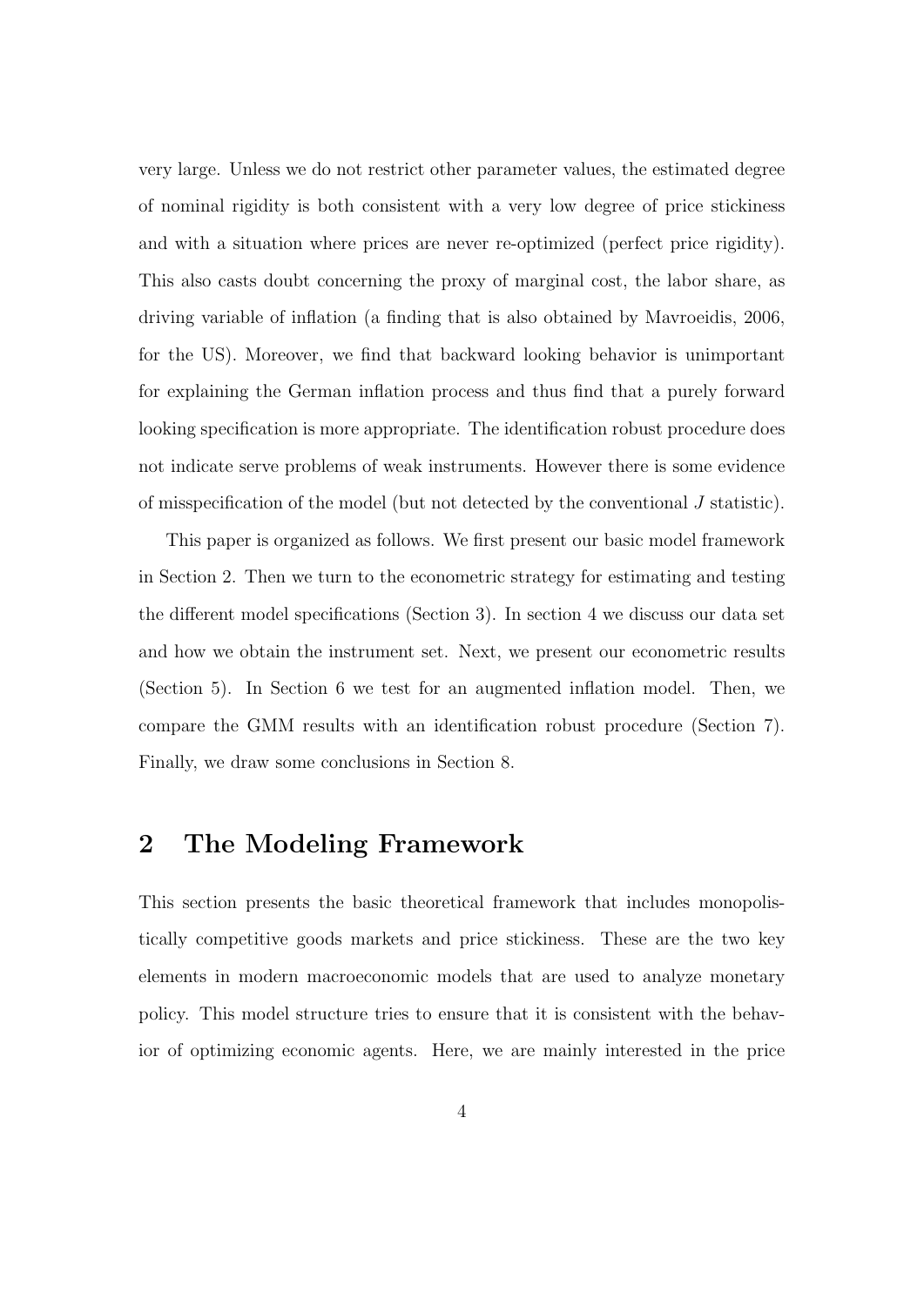very large. Unless we do not restrict other parameter values, the estimated degree of nominal rigidity is both consistent with a very low degree of price stickiness and with a situation where prices are never re-optimized (perfect price rigidity). This also casts doubt concerning the proxy of marginal cost, the labor share, as driving variable of inflation (a finding that is also obtained by Mavroeidis, 2006, for the US). Moreover, we find that backward looking behavior is unimportant for explaining the German inflation process and thus find that a purely forward looking specification is more appropriate. The identification robust procedure does not indicate serve problems of weak instruments. However there is some evidence of misspecification of the model (but not detected by the conventional $J$ statistic).

This paper is organized as follows. We first present our basic model framework in Section 2. Then we turn to the econometric strategy for estimating and testing the different model specifications (Section 3). In section 4 we discuss our data set and how we obtain the instrument set. Next, we present our econometric results (Section 5). In Section 6 we test for an augmented inflation model. Then, we compare the GMM results with an identification robust procedure (Section 7). Finally, we draw some conclusions in Section 8.

## 2 The Modeling Framework

This section presents the basic theoretical framework that includes monopolistically competitive goods markets and price stickiness. These are the two key elements in modern macroeconomic models that are used to analyze monetary policy. This model structure tries to ensure that it is consistent with the behavior of optimizing economic agents. Here, we are mainly interested in the price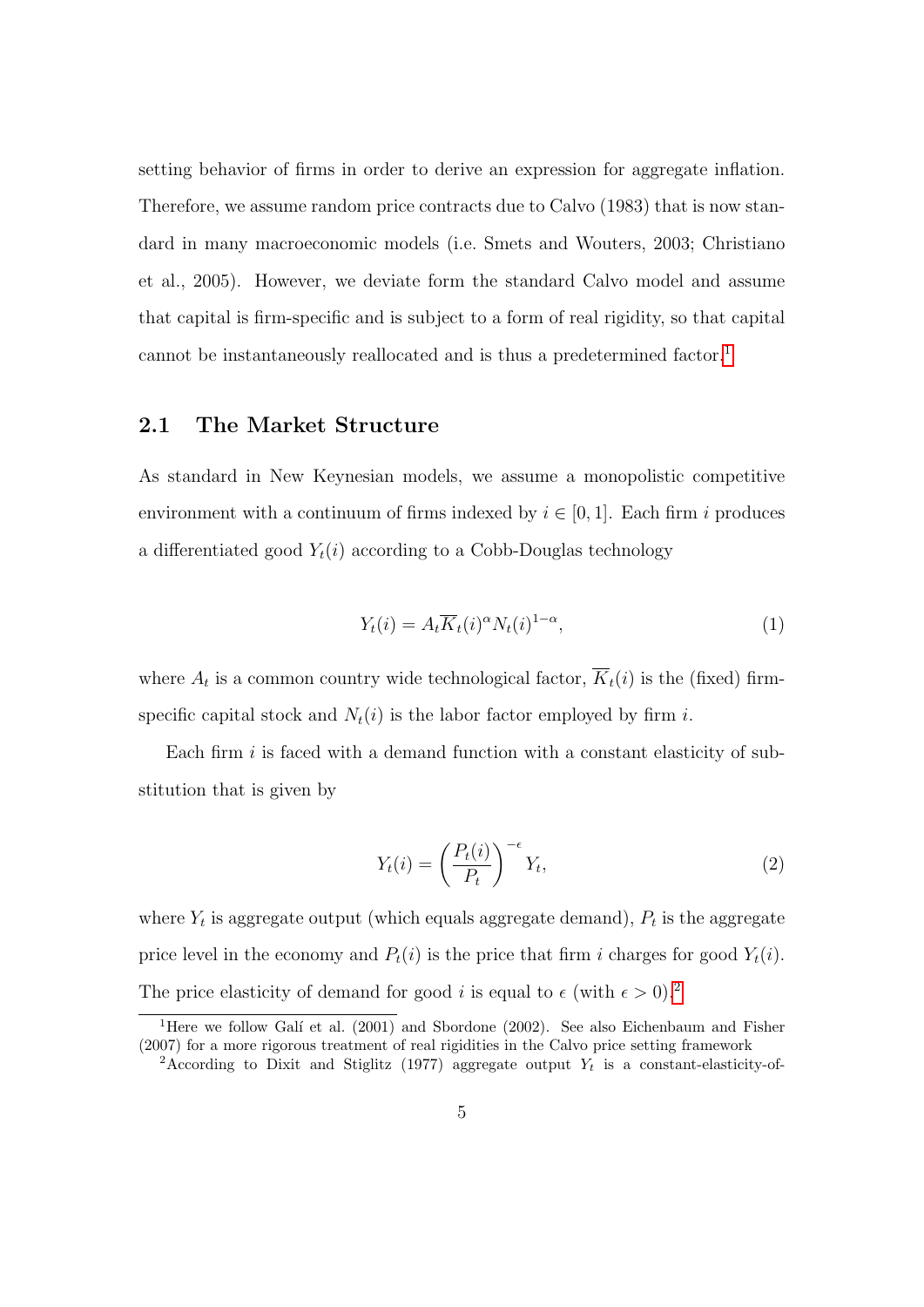setting behavior of firms in order to derive an expression for aggregate inflation. Therefore, we assume random price contracts due to Calvo (1983) that is now standard in many macroeconomic models (i.e. Smets and Wouters, 2003; Christiano et al., 2005). However, we deviate form the standard Calvo model and assume that capital is firm-specific and is subject to a form of real rigidity, so that capital cannot be instantaneously reallocated and is thus a predetermined factor.[1]

## 2.1 The Market Structure

As standard in New Keynesian models, we assume a monopolistic competitive environment with a continuum of firms indexed by $i \in [0, 1]$. Each firm $i$ produces a differentiated good $Y_t(i)$ according to a Cobb-Douglas technology

$$Y_t(i) = A_t \overline{K}_t(i)^{\alpha} N_t(i)^{1-\alpha}, \tag{1}$$

where $A_t$ is a common country wide technological factor, $\overline{K}_t(i)$ is the (fixed) firm-specific capital stock and $N_t(i)$ is the labor factor employed by firm $i$.

Each firm $i$ is faced with a demand function with a constant elasticity of substitution that is given by

$$Y_t(i) = \left(\frac{P_t(i)}{P_t}\right)^{-\epsilon} Y_t, \tag{2}$$

where $Y_t$ is aggregate output (which equals aggregate demand), $P_t$ is the aggregate price level in the economy and $P_t(i)$ is the price that firm $i$ charges for good $Y_t(i)$. The price elasticity of demand for good $i$ is equal to $\epsilon$ (with $\epsilon > 0$).[2]

[1] Here we follow Galí et al. (2001) and Sbordone (2002). See also Eichenbaum and Fisher (2007) for a more rigorous treatment of real rigidities in the Calvo price setting framework

[2] According to Dixit and Stiglitz (1977) aggregate output $Y_t$ is a constant-elasticity-of-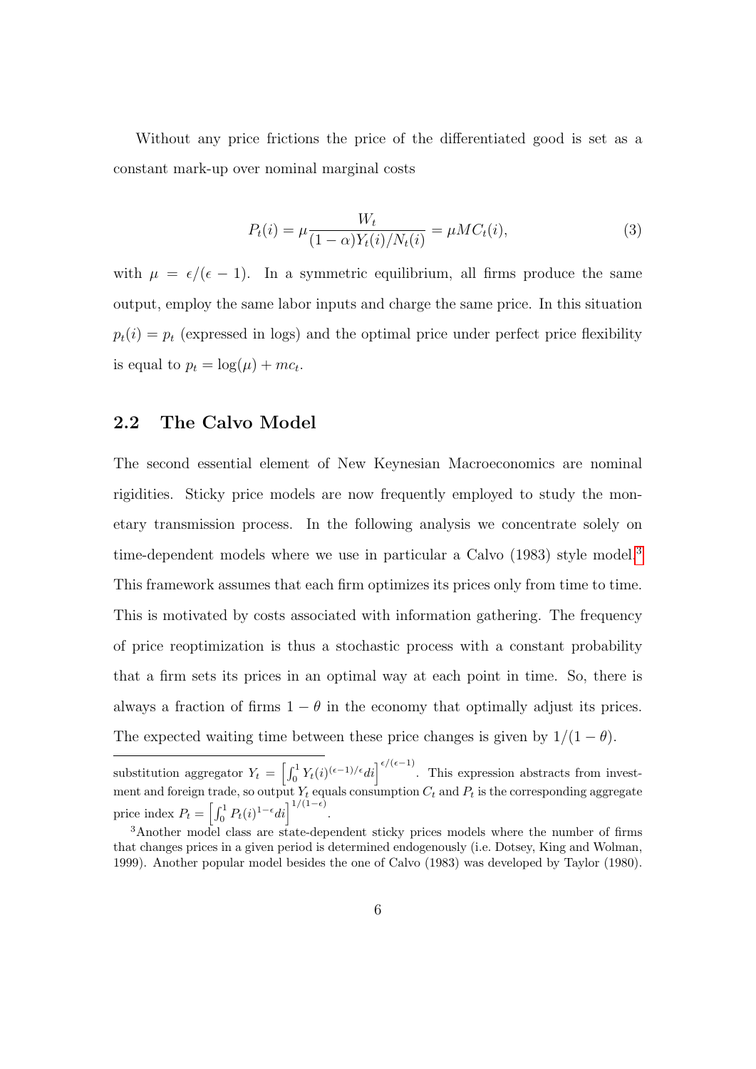Without any price frictions the price of the differentiated good is set as a constant mark-up over nominal marginal costs

$$P_t(i) = \mu \frac{W_t}{(1-\alpha)Y_t(i)/N_t(i)} = \mu MC_t(i), \tag{3}$$

with $\mu = \epsilon/(\epsilon - 1)$. In a symmetric equilibrium, all firms produce the same output, employ the same labor inputs and charge the same price. In this situation $p_t(i) = p_t$ (expressed in logs) and the optimal price under perfect price flexibility is equal to $p_t = \log(\mu) + mc_t$.

## 2.2 The Calvo Model

The second essential element of New Keynesian Macroeconomics are nominal rigidities. Sticky price models are now frequently employed to study the monetary transmission process. In the following analysis we concentrate solely on time-dependent models where we use in particular a Calvo (1983) style model.[3] This framework assumes that each firm optimizes its prices only from time to time. This is motivated by costs associated with information gathering. The frequency of price reoptimization is thus a stochastic process with a constant probability that a firm sets its prices in an optimal way at each point in time. So, there is always a fraction of firms $1 - \theta$ in the economy that optimally adjust its prices. The expected waiting time between these price changes is given by $1/(1 - \theta)$.

---

substitution aggregator $Y_t = \left[\int_0^1 Y_t(i)^{(\epsilon-1)/\epsilon} di\right]^{\epsilon/(\epsilon-1)}$. This expression abstracts from investment and foreign trade, so output $Y_t$ equals consumption $C_t$ and $P_t$ is the corresponding aggregate price index $P_t = \left[\int_0^1 P_t(i)^{1-\epsilon} di\right]^{1/(1-\epsilon)}$.

[3] Another model class are state-dependent sticky prices models where the number of firms that changes prices in a given period is determined endogenously (i.e. Dotsey, King and Wolman, 1999). Another popular model besides the one of Calvo (1983) was developed by Taylor (1980).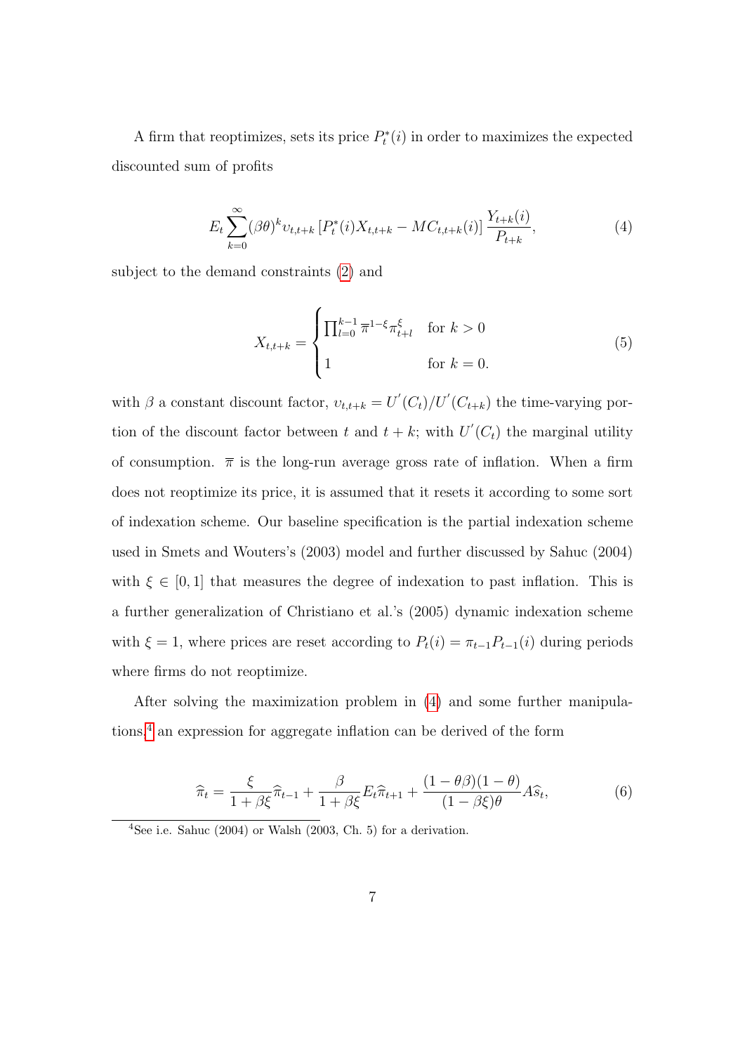A firm that reoptimizes, sets its price $P_t^*(i)$ in order to maximizes the expected discounted sum of profits

$$E_t \sum_{k=0}^{\infty} (\beta\theta)^k \upsilon_{t,t+k} \left[ P_t^*(i) X_{t,t+k} - MC_{t,t+k}(i) \right] \frac{Y_{t+k}(i)}{P_{t+k}}, \tag{4}$$

subject to the demand constraints (2) and

$$X_{t,t+k} = \begin{cases} \prod_{l=0}^{k-1} \overline{\pi}^{1-\xi} \pi_{t+l}^{\xi} & \text{for } k > 0 \\ 1 & \text{for } k = 0. \end{cases} \tag{5}$$

with $\beta$ a constant discount factor, $\upsilon_{t,t+k} = U^{'}(C_t)/U^{'}(C_{t+k})$ the time-varying portion of the discount factor between $t$ and $t+k$; with $U^{'}(C_t)$ the marginal utility of consumption. $\overline{\pi}$ is the long-run average gross rate of inflation. When a firm does not reoptimize its price, it is assumed that it resets it according to some sort of indexation scheme. Our baseline specification is the partial indexation scheme used in Smets and Wouters's (2003) model and further discussed by Sahuc (2004) with $\xi \in [0, 1]$ that measures the degree of indexation to past inflation. This is a further generalization of Christiano et al.'s (2005) dynamic indexation scheme with $\xi = 1$, where prices are reset according to $P_t(i) = \pi_{t-1} P_{t-1}(i)$ during periods where firms do not reoptimize.

After solving the maximization problem in (4) and some further manipulations,[4] an expression for aggregate inflation can be derived of the form

$$\widehat{\pi}_t = \frac{\xi}{1+\beta\xi} \widehat{\pi}_{t-1} + \frac{\beta}{1+\beta\xi} E_t \widehat{\pi}_{t+1} + \frac{(1-\theta\beta)(1-\theta)}{(1-\beta\xi)\theta} A \widehat{s}_t, \tag{6}$$

[4] See i.e. Sahuc (2004) or Walsh (2003, Ch. 5) for a derivation.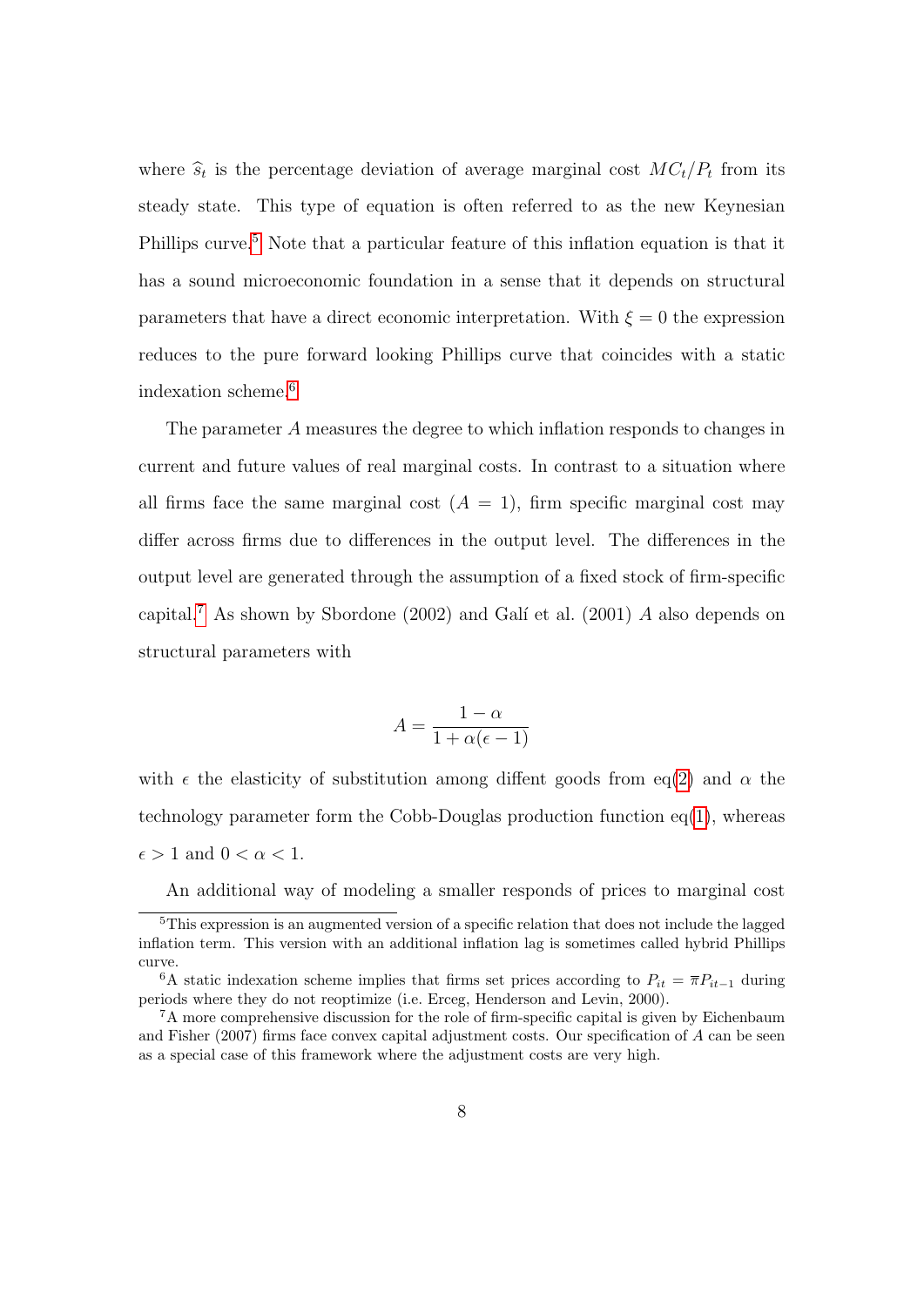where $\widehat{s}_t$ is the percentage deviation of average marginal cost $MC_t/P_t$ from its steady state. This type of equation is often referred to as the new Keynesian Phillips curve.[5] Note that a particular feature of this inflation equation is that it has a sound microeconomic foundation in a sense that it depends on structural parameters that have a direct economic interpretation. With $\xi = 0$ the expression reduces to the pure forward looking Phillips curve that coincides with a static indexation scheme.[6]

The parameter $A$ measures the degree to which inflation responds to changes in current and future values of real marginal costs. In contrast to a situation where all firms face the same marginal cost ($A = 1$), firm specific marginal cost may differ across firms due to differences in the output level. The differences in the output level are generated through the assumption of a fixed stock of firm-specific capital.[7] As shown by Sbordone (2002) and Galí et al. (2001) $A$ also depends on structural parameters with

$$A = \frac{1 - \alpha}{1 + \alpha(\epsilon - 1)}$$

with $\epsilon$ the elasticity of substitution among diffent goods from eq(2) and $\alpha$ the technology parameter form the Cobb-Douglas production function eq(1), whereas $\epsilon > 1$ and $0 < \alpha < 1$.

An additional way of modeling a smaller responds of prices to marginal cost

[5] This expression is an augmented version of a specific relation that does not include the lagged inflation term. This version with an additional inflation lag is sometimes called hybrid Phillips curve.

[6] A static indexation scheme implies that firms set prices according to $P_{it} = \overline{\pi} P_{it-1}$ during periods where they do not reoptimize (i.e. Erceg, Henderson and Levin, 2000).

[7] A more comprehensive discussion for the role of firm-specific capital is given by Eichenbaum and Fisher (2007) firms face convex capital adjustment costs. Our specification of $A$ can be seen as a special case of this framework where the adjustment costs are very high.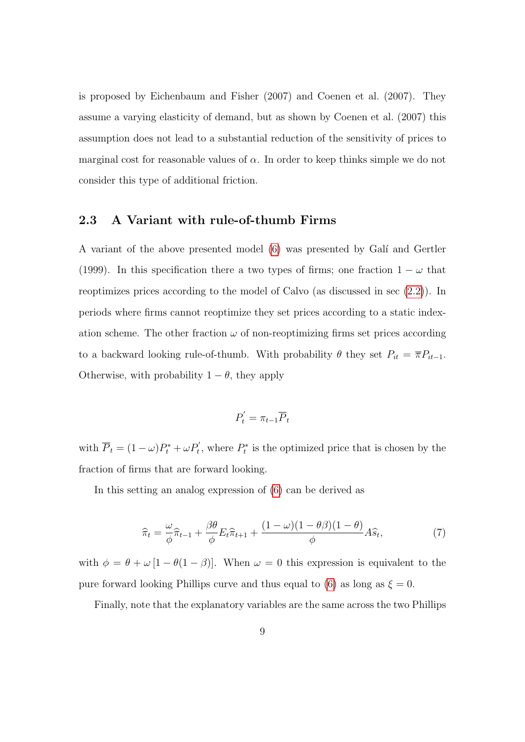is proposed by Eichenbaum and Fisher (2007) and Coenen et al. (2007). They assume a varying elasticity of demand, but as shown by Coenen et al. (2007) this assumption does not lead to a substantial reduction of the sensitivity of prices to marginal cost for reasonable values of $\alpha$. In order to keep thinks simple we do not consider this type of additional friction.

### 2.3 A Variant with rule-of-thumb Firms

A variant of the above presented model (6) was presented by Galí and Gertler (1999). In this specification there a two types of firms; one fraction $1-\omega$ that reoptimizes prices according to the model of Calvo (as discussed in sec (2.2)). In periods where firms cannot reoptimize they set prices according to a static indexation scheme. The other fraction $\omega$ of non-reoptimizing firms set prices according to a backward looking rule-of-thumb. With probability $\theta$ they set $P_{it} = \overline{\pi} P_{it-1}$. Otherwise, with probability $1-\theta$, they apply

$$P_t^{'} = \pi_{t-1} \overline{P}_t$$

with $\overline{P}_t = (1-\omega) P_t^* + \omega P_t^{'}$, where $P_t^*$ is the optimized price that is chosen by the fraction of firms that are forward looking.

In this setting an analog expression of (6) can be derived as

$$\widehat{\pi}_t = \frac{\omega}{\phi} \widehat{\pi}_{t-1} + \frac{\beta\theta}{\phi} E_t \widehat{\pi}_{t+1} + \frac{(1-\omega)(1-\theta\beta)(1-\theta)}{\phi} A \widehat{s}_t, \tag{7}$$

with $\phi = \theta + \omega \left[1 - \theta(1-\beta)\right]$. When $\omega = 0$ this expression is equivalent to the pure forward looking Phillips curve and thus equal to (6) as long as $\xi = 0$.

Finally, note that the explanatory variables are the same across the two Phillips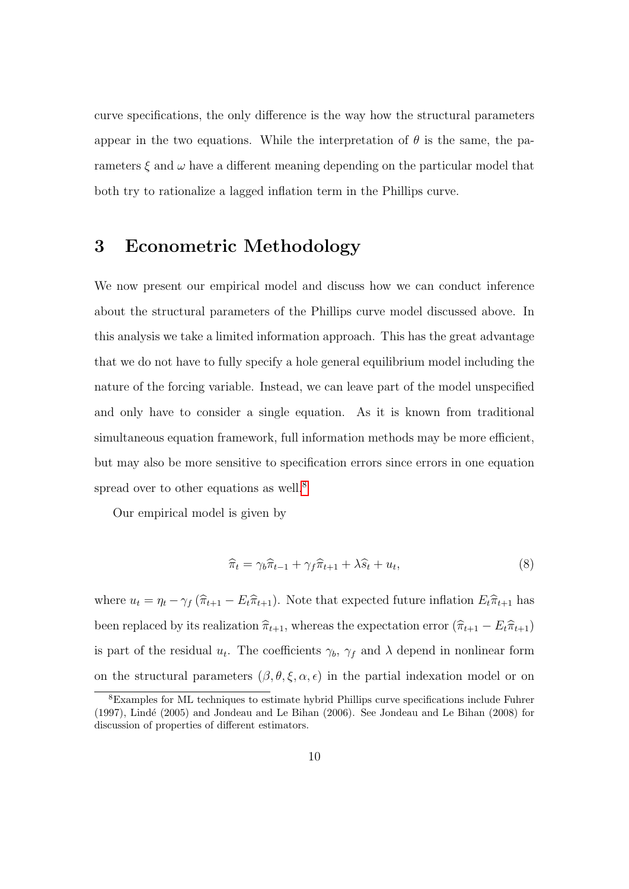curve specifications, the only difference is the way how the structural parameters appear in the two equations. While the interpretation of $\theta$ is the same, the parameters $\xi$ and $\omega$ have a different meaning depending on the particular model that both try to rationalize a lagged inflation term in the Phillips curve.

# 3 Econometric Methodology

We now present our empirical model and discuss how we can conduct inference about the structural parameters of the Phillips curve model discussed above. In this analysis we take a limited information approach. This has the great advantage that we do not have to fully specify a hole general equilibrium model including the nature of the forcing variable. Instead, we can leave part of the model unspecified and only have to consider a single equation. As it is known from traditional simultaneous equation framework, full information methods may be more efficient, but may also be more sensitive to specification errors since errors in one equation spread over to other equations as well.[8]

Our empirical model is given by

$$\widehat{\pi}_t = \gamma_b \widehat{\pi}_{t-1} + \gamma_f \widehat{\pi}_{t+1} + \lambda \widehat{s}_t + u_t, \tag{8}$$

where $u_t = \eta_t - \gamma_f \left( \widehat{\pi}_{t+1} - E_t \widehat{\pi}_{t+1} \right)$. Note that expected future inflation $E_t \widehat{\pi}_{t+1}$ has been replaced by its realization $\widehat{\pi}_{t+1}$, whereas the expectation error $(\widehat{\pi}_{t+1} - E_t \widehat{\pi}_{t+1})$ is part of the residual $u_t$. The coefficients $\gamma_b$, $\gamma_f$ and $\lambda$ depend in nonlinear form on the structural parameters $(\beta, \theta, \xi, \alpha, \epsilon)$ in the partial indexation model or on

[8] Examples for ML techniques to estimate hybrid Phillips curve specifications include Fuhrer (1997), Lindé (2005) and Jondeau and Le Bihan (2006). See Jondeau and Le Bihan (2008) for discussion of properties of different estimators.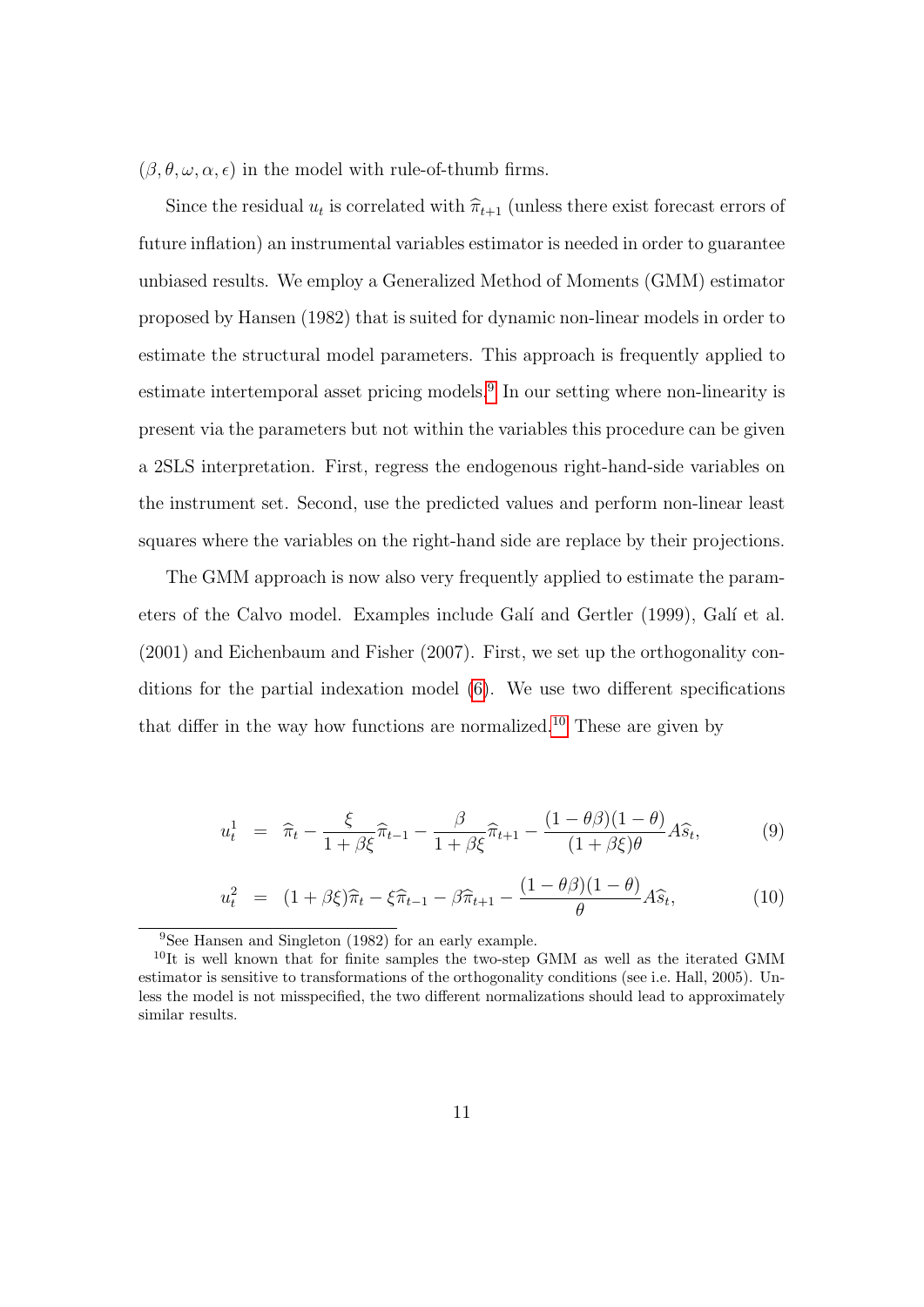$(\beta, \theta, \omega, \alpha, \epsilon)$ in the model with rule-of-thumb firms.

Since the residual $u_t$ is correlated with $\widehat{\pi}_{t+1}$ (unless there exist forecast errors of future inflation) an instrumental variables estimator is needed in order to guarantee unbiased results. We employ a Generalized Method of Moments (GMM) estimator proposed by Hansen (1982) that is suited for dynamic non-linear models in order to estimate the structural model parameters. This approach is frequently applied to estimate intertemporal asset pricing models.[9] In our setting where non-linearity is present via the parameters but not within the variables this procedure can be given a 2SLS interpretation. First, regress the endogenous right-hand-side variables on the instrument set. Second, use the predicted values and perform non-linear least squares where the variables on the right hand side are replace by their projections.

The GMM approach is now also very frequently applied to estimate the parameters of the Calvo model. Examples include Galí and Gertler (1999), Galí et al. (2001) and Eichenbaum and Fisher (2007). First, we set up the orthogonality conditions for the partial indexation model (6). We use two different specifications that differ in the way how functions are normalized.[10] These are given by

$$u_t^1 = \widehat{\pi}_t - \frac{\xi}{1+\beta\xi}\widehat{\pi}_{t-1} - \frac{\beta}{1+\beta\xi}\widehat{\pi}_{t+1} - \frac{(1-\theta\beta)(1-\theta)}{(1+\beta\xi)\theta}A\widehat{s}_t, \tag{9}$$

$$u_t^2 = (1+\beta\xi)\widehat{\pi}_t - \xi\widehat{\pi}_{t-1} - \beta\widehat{\pi}_{t+1} - \frac{(1-\theta\beta)(1-\theta)}{\theta}A\widehat{s}_t, \tag{10}$$

[9] See Hansen and Singleton (1982) for an early example.

[10] It is well known that for finite samples the two-step GMM as well as the iterated GMM estimator is sensitive to transformations of the orthogonality conditions (see i.e. Hall, 2005). Unless the model is not misspecified, the two different normalizations should lead to approximately similar results.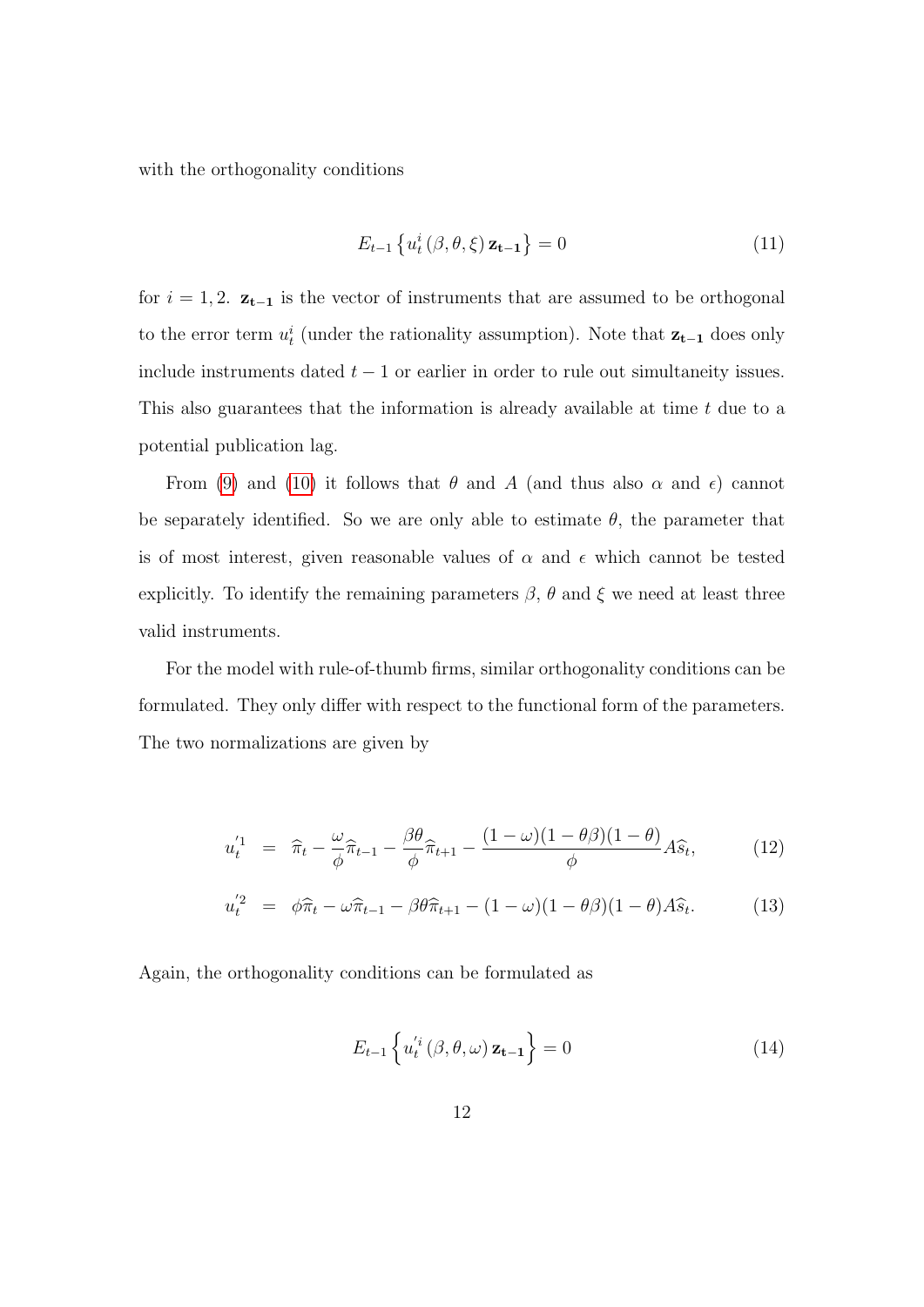with the orthogonality conditions

$$E_{t-1}\left\{u_t^i\left(\beta,\theta,\xi\right)\mathbf{z_{t-1}}\right\}=0 \tag{11}$$

for $i=1,2$. $\mathbf{z_{t-1}}$ is the vector of instruments that are assumed to be orthogonal to the error term $u_t^i$ (under the rationality assumption). Note that $\mathbf{z_{t-1}}$ does only include instruments dated $t-1$ or earlier in order to rule out simultaneity issues. This also guarantees that the information is already available at time $t$ due to a potential publication lag.

From (9) and (10) it follows that $\theta$ and $A$ (and thus also $\alpha$ and $\epsilon$) cannot be separately identified. So we are only able to estimate $\theta$, the parameter that is of most interest, given reasonable values of $\alpha$ and $\epsilon$ which cannot be tested explicitly. To identify the remaining parameters $\beta$, $\theta$ and $\xi$ we need at least three valid instruments.

For the model with rule-of-thumb firms, similar orthogonality conditions can be formulated. They only differ with respect to the functional form of the parameters. The two normalizations are given by

$$u_t^{'1} = \widehat{\pi}_t-\frac{\omega}{\phi}\widehat{\pi}_{t-1}-\frac{\beta\theta}{\phi}\widehat{\pi}_{t+1}-\frac{(1-\omega)(1-\theta\beta)(1-\theta)}{\phi}A\widehat{s}_t, \tag{12}$$

$$u_t^{'2} = \phi\widehat{\pi}_t-\omega\widehat{\pi}_{t-1}-\beta\theta\widehat{\pi}_{t+1}-(1-\omega)(1-\theta\beta)(1-\theta)A\widehat{s}_t. \tag{13}$$

Again, the orthogonality conditions can be formulated as

$$E_{t-1}\left\{u_t^{'i}\left(\beta,\theta,\omega\right)\mathbf{z_{t-1}}\right\}=0 \tag{14}$$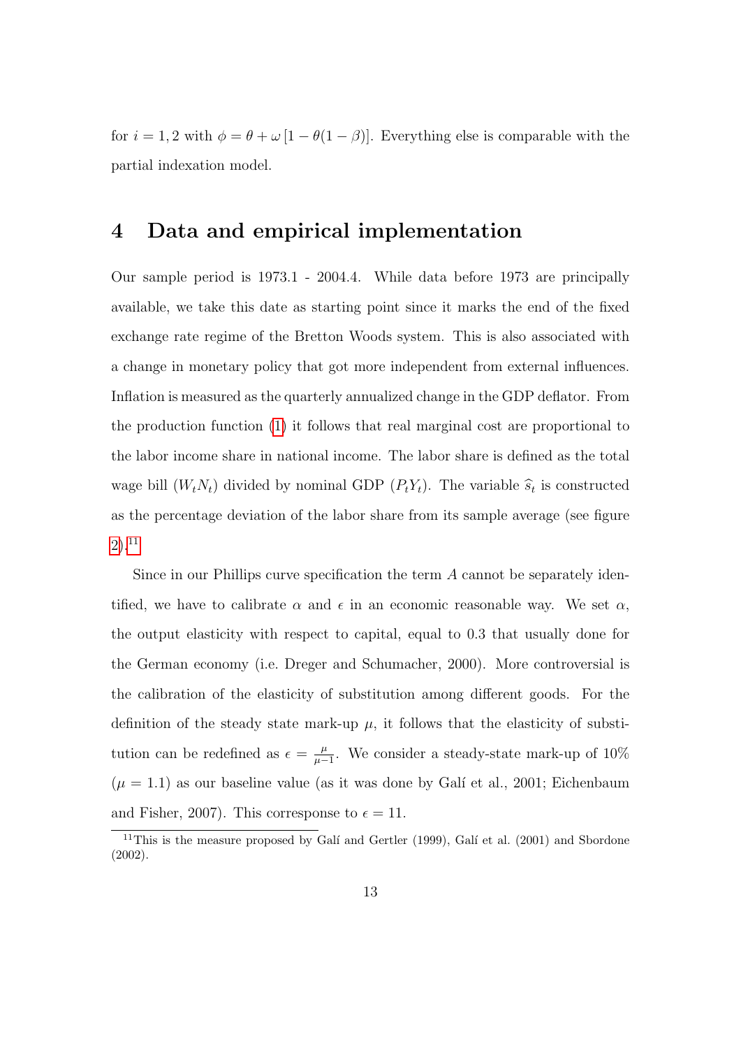for $i = 1, 2$ with $\phi = \theta + \omega [1 - \theta(1 - \beta)]$. Everything else is comparable with the partial indexation model.

# 4 Data and empirical implementation

Our sample period is 1973.1 - 2004.4. While data before 1973 are principally available, we take this date as starting point since it marks the end of the fixed exchange rate regime of the Bretton Woods system. This is also associated with a change in monetary policy that got more independent from external influences. Inflation is measured as the quarterly annualized change in the GDP deflator. From the production function (1) it follows that real marginal cost are proportional to the labor income share in national income. The labor share is defined as the total wage bill ($W_t N_t$) divided by nominal GDP ($P_t Y_t$). The variable $\widehat{s}_t$ is constructed as the percentage deviation of the labor share from its sample average (see figure 2).[11]

Since in our Phillips curve specification the term $A$ cannot be separately identified, we have to calibrate $\alpha$ and $\epsilon$ in an economic reasonable way. We set $\alpha$, the output elasticity with respect to capital, equal to 0.3 that usually done for the German economy (i.e. Dreger and Schumacher, 2000). More controversial is the calibration of the elasticity of substitution among different goods. For the definition of the steady state mark-up $\mu$, it follows that the elasticity of substitution can be redefined as $\epsilon = \frac{\mu}{\mu - 1}$. We consider a steady-state mark-up of 10% ($\mu = 1.1$) as our baseline value (as it was done by Galí et al., 2001; Eichenbaum and Fisher, 2007). This corresponse to $\epsilon = 11$.

[11] This is the measure proposed by Galí and Gertler (1999), Galí et al. (2001) and Sbordone (2002).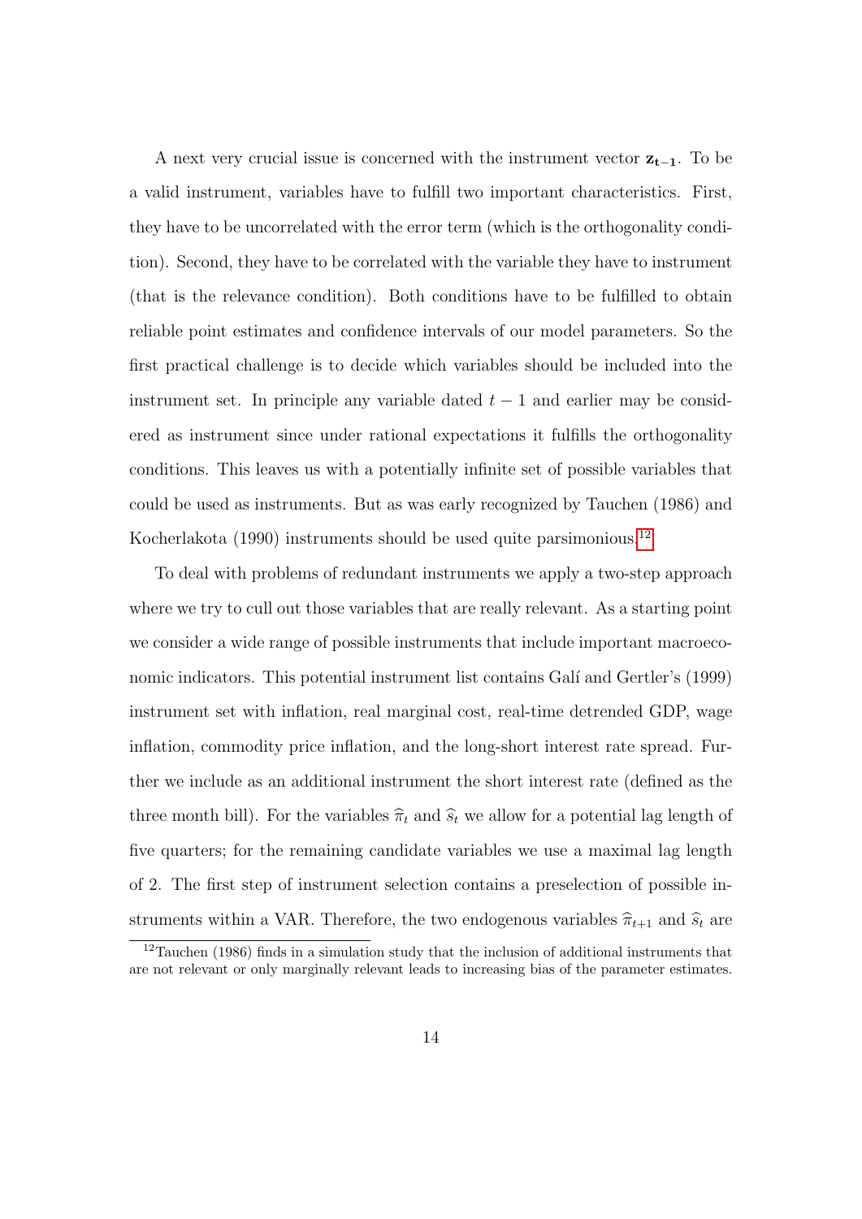A next very crucial issue is concerned with the instrument vector $\mathbf{z_{t-1}}$. To be a valid instrument, variables have to fulfill two important characteristics. First, they have to be uncorrelated with the error term (which is the orthogonality condition). Second, they have to be correlated with the variable they have to instrument (that is the relevance condition). Both conditions have to be fulfilled to obtain reliable point estimates and confidence intervals of our model parameters. So the first practical challenge is to decide which variables should be included into the instrument set. In principle any variable dated $t-1$ and earlier may be considered as instrument since under rational expectations it fulfills the orthogonality conditions. This leaves us with a potentially infinite set of possible variables that could be used as instruments. But as was early recognized by Tauchen (1986) and Kocherlakota (1990) instruments should be used quite parsimonious.[12]

To deal with problems of redundant instruments we apply a two-step approach where we try to cull out those variables that are really relevant. As a starting point we consider a wide range of possible instruments that include important macroeconomic indicators. This potential instrument list contains Galí and Gertler's (1999) instrument set with inflation, real marginal cost, real-time detrended GDP, wage inflation, commodity price inflation, and the long-short interest rate spread. Further we include as an additional instrument the short interest rate (defined as the three month bill). For the variables $\widehat{\pi}_t$ and $\widehat{s}_t$ we allow for a potential lag length of five quarters; for the remaining candidate variables we use a maximal lag length of 2. The first step of instrument selection contains a preselection of possible instruments within a VAR. Therefore, the two endogenous variables $\widehat{\pi}_{t+1}$ and $\widehat{s}_t$ are

[12] Tauchen (1986) finds in a simulation study that the inclusion of additional instruments that are not relevant or only marginally relevant leads to increasing bias of the parameter estimates.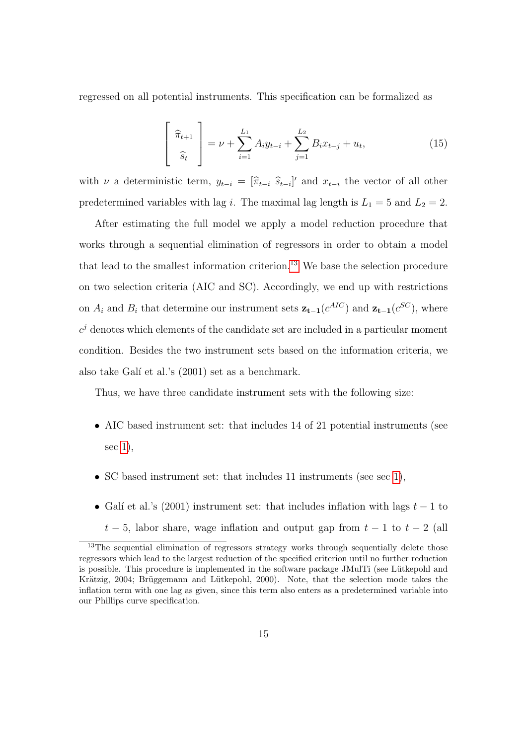regressed on all potential instruments. This specification can be formalized as

$$\begin{bmatrix} \widehat{\pi}_{t+1} \\ \widehat{s}_t \end{bmatrix} = \nu + \sum_{i=1}^{L_1} A_i y_{t-i} + \sum_{j=1}^{L_2} B_i x_{t-j} + u_t, \tag{15}$$

with $\nu$ a deterministic term, $y_{t-i} = [\widehat{\pi}_{t-i} \ \widehat{s}_{t-i}]'$ and $x_{t-i}$ the vector of all other predetermined variables with lag $i$. The maximal lag length is $L_1 = 5$ and $L_2 = 2$.

After estimating the full model we apply a model reduction procedure that works through a sequential elimination of regressors in order to obtain a model that lead to the smallest information criterion.[13] We base the selection procedure on two selection criteria (AIC and SC). Accordingly, we end up with restrictions on $A_i$ and $B_i$ that determine our instrument sets $\mathbf{z_{t-1}}(c^{AIC})$ and $\mathbf{z_{t-1}}(c^{SC})$, where $c^j$ denotes which elements of the candidate set are included in a particular moment condition. Besides the two instrument sets based on the information criteria, we also take Galí et al.'s (2001) set as a benchmark.

Thus, we have three candidate instrument sets with the following size:

- AIC based instrument set: that includes 14 of 21 potential instruments (see sec 1),
- SC based instrument set: that includes 11 instruments (see sec 1),
- Galí et al.'s (2001) instrument set: that includes inflation with lags $t-1$ to $t-5$, labor share, wage inflation and output gap from $t-1$ to $t-2$ (all

[13] The sequential elimination of regressors strategy works through sequentially delete those regressors which lead to the largest reduction of the specified criterion until no further reduction is possible. This procedure is implemented in the software package JMulTi (see Lütkepohl and Krätzig, 2004; Brüggemann and Lütkepohl, 2000). Note, that the selection mode takes the inflation term with one lag as given, since this term also enters as a predetermined variable into our Phillips curve specification.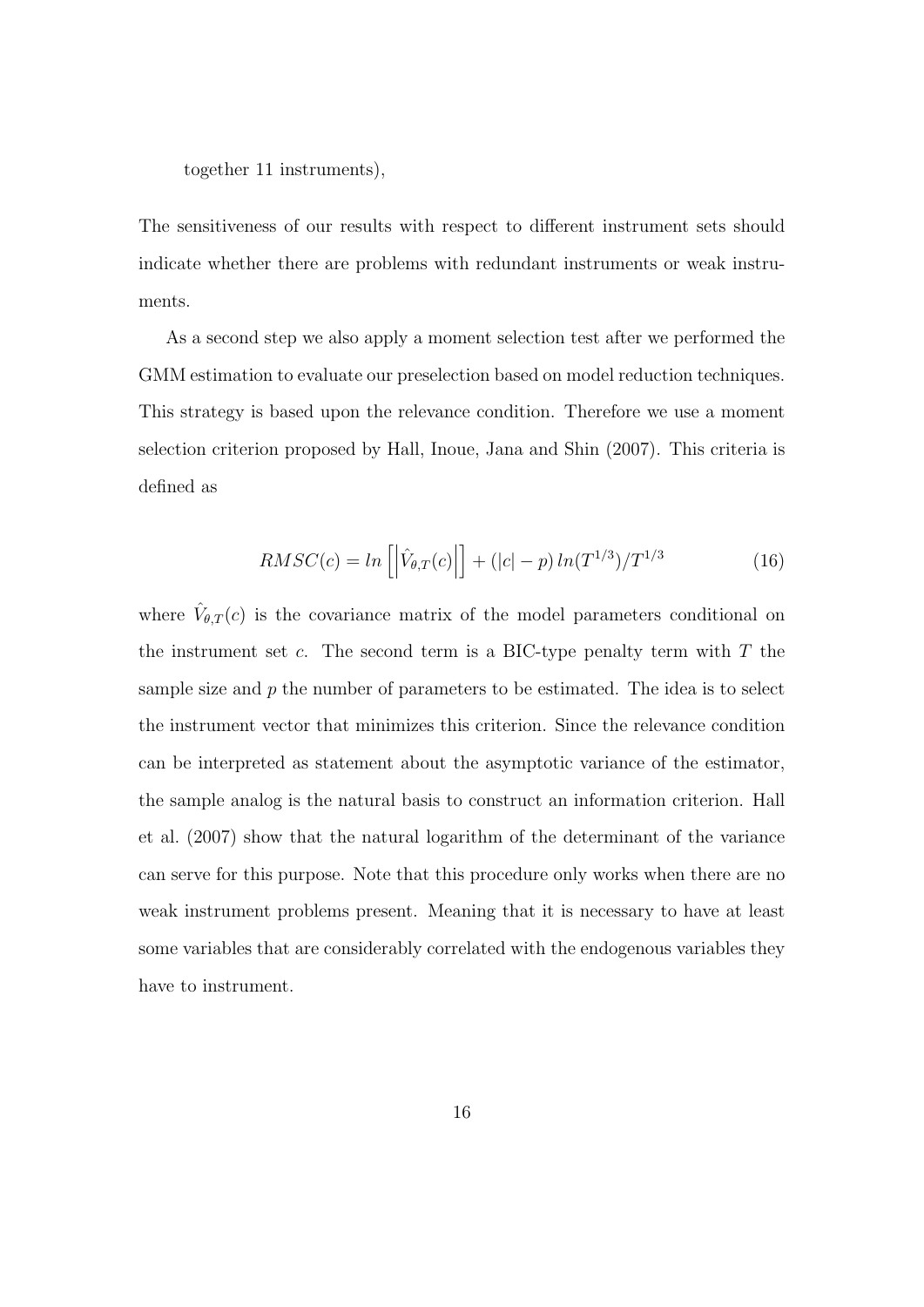together 11 instruments),

The sensitiveness of our results with respect to different instrument sets should indicate whether there are problems with redundant instruments or weak instruments.

As a second step we also apply a moment selection test after we performed the GMM estimation to evaluate our preselection based on model reduction techniques. This strategy is based upon the relevance condition. Therefore we use a moment selection criterion proposed by Hall, Inoue, Jana and Shin (2007). This criteria is defined as

$$RMSC(c) = ln\left[\left|\hat{V}_{\theta,T}(c)\right|\right] + (|c| - p)\, ln(T^{1/3})/T^{1/3} \tag{16}$$

where $\hat{V}_{\theta,T}(c)$ is the covariance matrix of the model parameters conditional on the instrument set $c$. The second term is a BIC-type penalty term with $T$ the sample size and $p$ the number of parameters to be estimated. The idea is to select the instrument vector that minimizes this criterion. Since the relevance condition can be interpreted as statement about the asymptotic variance of the estimator, the sample analog is the natural basis to construct an information criterion. Hall et al. (2007) show that the natural logarithm of the determinant of the variance can serve for this purpose. Note that this procedure only works when there are no weak instrument problems present. Meaning that it is necessary to have at least some variables that are considerably correlated with the endogenous variables they have to instrument.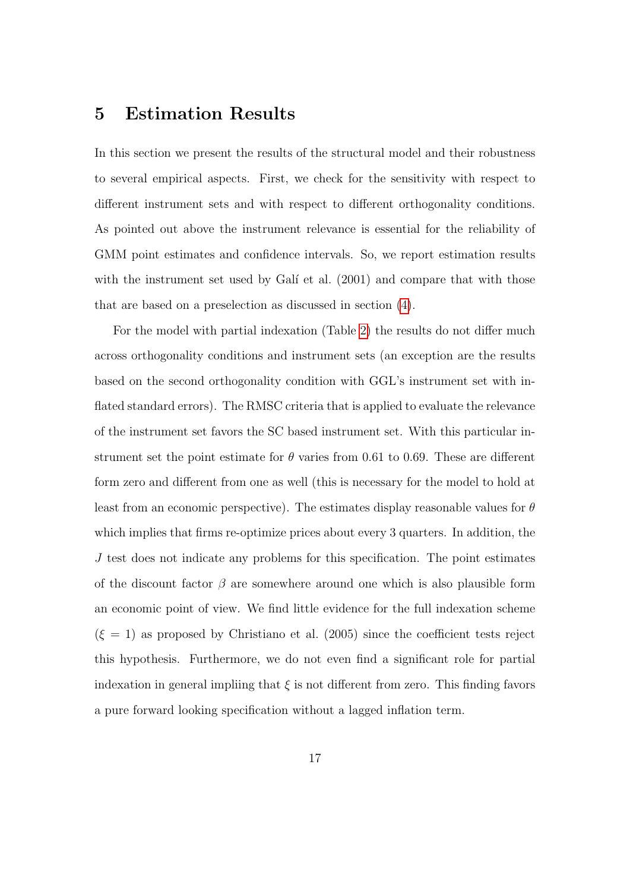# 5 Estimation Results

In this section we present the results of the structural model and their robustness to several empirical aspects. First, we check for the sensitivity with respect to different instrument sets and with respect to different orthogonality conditions. As pointed out above the instrument relevance is essential for the reliability of GMM point estimates and confidence intervals. So, we report estimation results with the instrument set used by Galí et al. (2001) and compare that with those that are based on a preselection as discussed in section (4).

For the model with partial indexation (Table 2) the results do not differ much across orthogonality conditions and instrument sets (an exception are the results based on the second orthogonality condition with GGL's instrument set with inflated standard errors). The RMSC criteria that is applied to evaluate the relevance of the instrument set favors the SC based instrument set. With this particular instrument set the point estimate for $\theta$ varies from 0.61 to 0.69. These are different form zero and different from one as well (this is necessary for the model to hold at least from an economic perspective). The estimates display reasonable values for $\theta$ which implies that firms re-optimize prices about every 3 quarters. In addition, the $J$ test does not indicate any problems for this specification. The point estimates of the discount factor $\beta$ are somewhere around one which is also plausible form an economic point of view. We find little evidence for the full indexation scheme ($\xi = 1$) as proposed by Christiano et al. (2005) since the coefficient tests reject this hypothesis. Furthermore, we do not even find a significant role for partial indexation in general impliing that $\xi$ is not different from zero. This finding favors a pure forward looking specification without a lagged inflation term.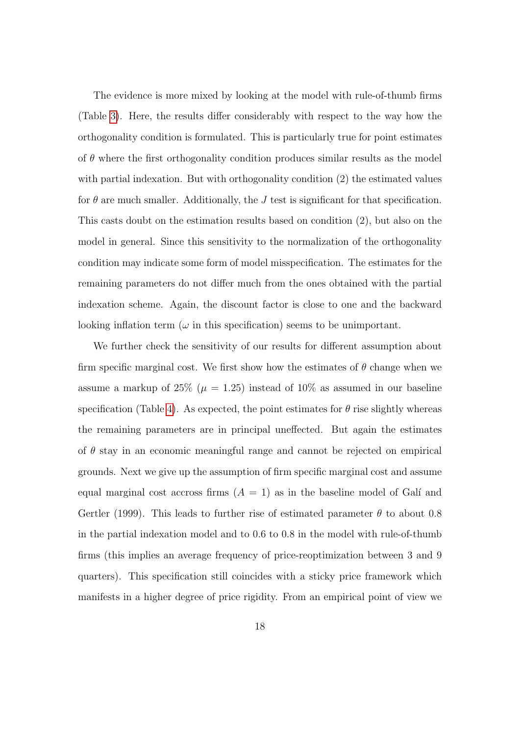The evidence is more mixed by looking at the model with rule-of-thumb firms (Table 3). Here, the results differ considerably with respect to the way how the orthogonality condition is formulated. This is particularly true for point estimates of $\theta$ where the first orthogonality condition produces similar results as the model with partial indexation. But with orthogonality condition (2) the estimated values for $\theta$ are much smaller. Additionally, the $J$ test is significant for that specification. This casts doubt on the estimation results based on condition (2), but also on the model in general. Since this sensitivity to the normalization of the orthogonality condition may indicate some form of model misspecification. The estimates for the remaining parameters do not differ much from the ones obtained with the partial indexation scheme. Again, the discount factor is close to one and the backward looking inflation term ($\omega$ in this specification) seems to be unimportant.

We further check the sensitivity of our results for different assumption about firm specific marginal cost. We first show how the estimates of $\theta$ change when we assume a markup of 25% ($\mu = 1.25$) instead of 10% as assumed in our baseline specification (Table 4). As expected, the point estimates for $\theta$ rise slightly whereas the remaining parameters are in principal uneffected. But again the estimates of $\theta$ stay in an economic meaningful range and cannot be rejected on empirical grounds. Next we give up the assumption of firm specific marginal cost and assume equal marginal cost accross firms ($A = 1$) as in the baseline model of Galí and Gertler (1999). This leads to further rise of estimated parameter $\theta$ to about 0.8 in the partial indexation model and to 0.6 to 0.8 in the model with rule-of-thumb firms (this implies an average frequency of price-reoptimization between 3 and 9 quarters). This specification still coincides with a sticky price framework which manifests in a higher degree of price rigidity. From an empirical point of view we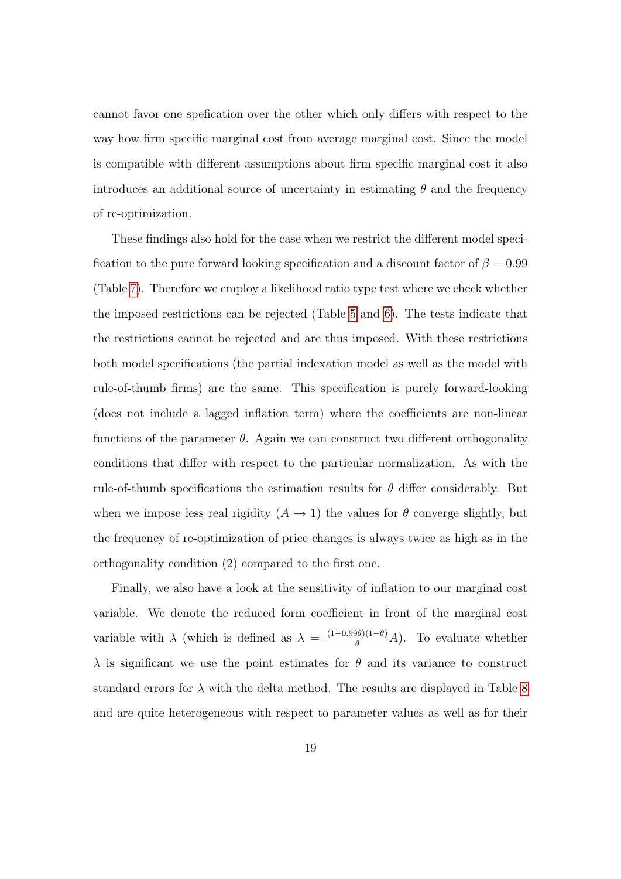cannot favor one spefication over the other which only differs with respect to the way how firm specific marginal cost from average marginal cost. Since the model is compatible with different assumptions about firm specific marginal cost it also introduces an additional source of uncertainty in estimating $\theta$ and the frequency of re-optimization.

These findings also hold for the case when we restrict the different model specification to the pure forward looking specification and a discount factor of $\beta = 0.99$ (Table 7). Therefore we employ a likelihood ratio type test where we check whether the imposed restrictions can be rejected (Table 5 and 6). The tests indicate that the restrictions cannot be rejected and are thus imposed. With these restrictions both model specifications (the partial indexation model as well as the model with rule-of-thumb firms) are the same. This specification is purely forward-looking (does not include a lagged inflation term) where the coefficients are non-linear functions of the parameter $\theta$. Again we can construct two different orthogonality conditions that differ with respect to the particular normalization. As with the rule-of-thumb specifications the estimation results for $\theta$ differ considerably. But when we impose less real rigidity ($A \rightarrow 1$) the values for $\theta$ converge slightly, but the frequency of re-optimization of price changes is always twice as high as in the orthogonality condition (2) compared to the first one.

Finally, we also have a look at the sensitivity of inflation to our marginal cost variable. We denote the reduced form coefficient in front of the marginal cost variable with $\lambda$ (which is defined as $\lambda = \frac{(1-0.99\theta)(1-\theta)}{\theta}A$). To evaluate whether $\lambda$ is significant we use the point estimates for $\theta$ and its variance to construct standard errors for $\lambda$ with the delta method. The results are displayed in Table 8 and are quite heterogeneous with respect to parameter values as well as for their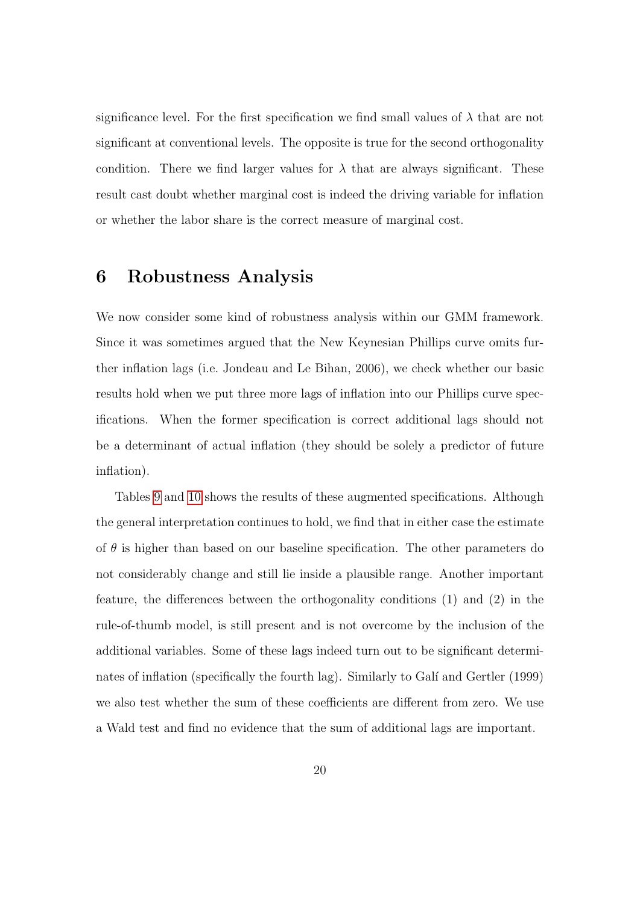significance level. For the first specification we find small values of $\lambda$ that are not significant at conventional levels. The opposite is true for the second orthogonality condition. There we find larger values for $\lambda$ that are always significant. These result cast doubt whether marginal cost is indeed the driving variable for inflation or whether the labor share is the correct measure of marginal cost.

# 6 Robustness Analysis

We now consider some kind of robustness analysis within our GMM framework. Since it was sometimes argued that the New Keynesian Phillips curve omits further inflation lags (i.e. Jondeau and Le Bihan, 2006), we check whether our basic results hold when we put three more lags of inflation into our Phillips curve specifications. When the former specification is correct additional lags should not be a determinant of actual inflation (they should be solely a predictor of future inflation).

Tables 9 and 10 shows the results of these augmented specifications. Although the general interpretation continues to hold, we find that in either case the estimate of $\theta$ is higher than based on our baseline specification. The other parameters do not considerably change and still lie inside a plausible range. Another important feature, the differences between the orthogonality conditions (1) and (2) in the rule-of-thumb model, is still present and is not overcome by the inclusion of the additional variables. Some of these lags indeed turn out to be significant determinates of inflation (specifically the fourth lag). Similarly to Galí and Gertler (1999) we also test whether the sum of these coefficients are different from zero. We use a Wald test and find no evidence that the sum of additional lags are important.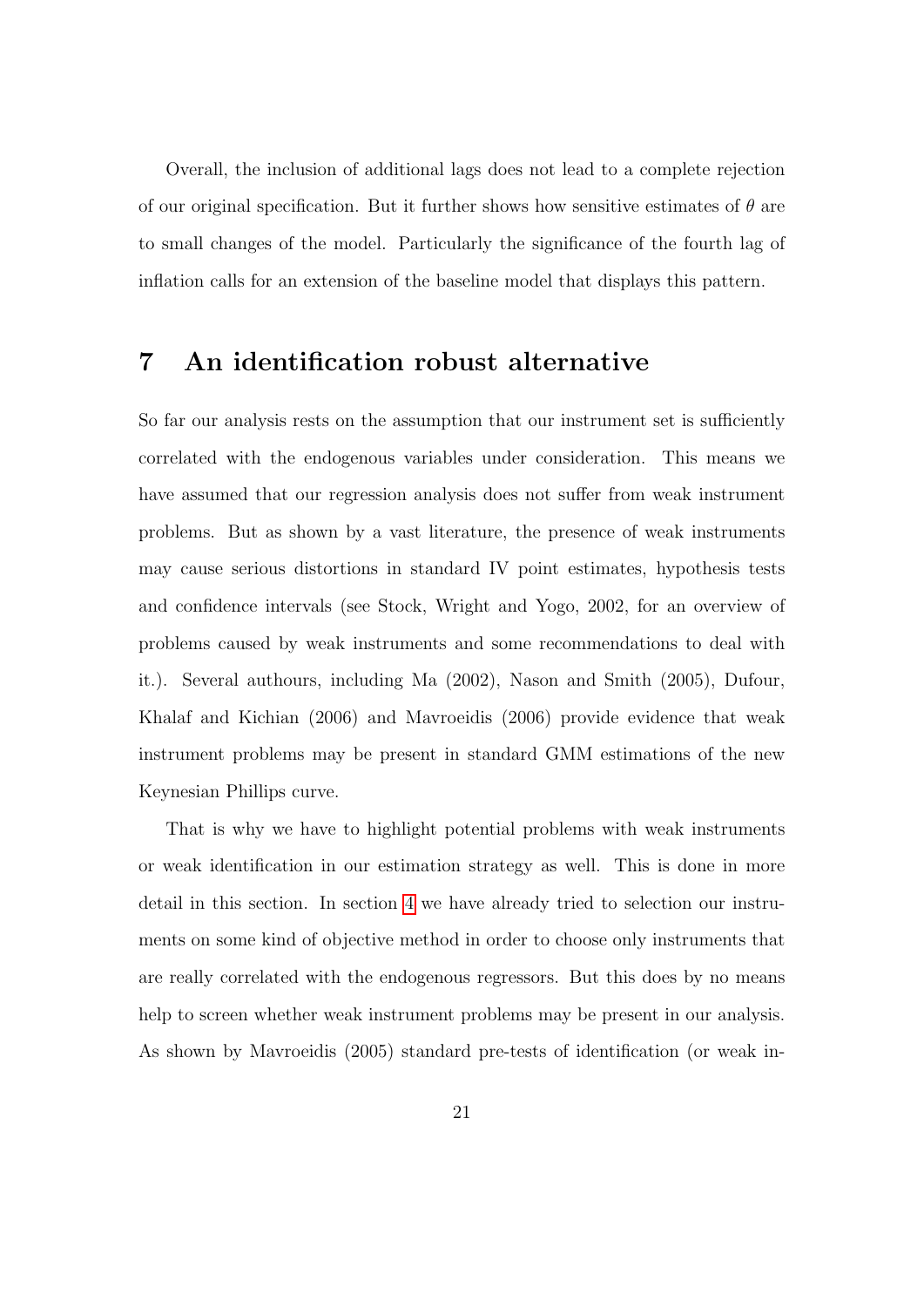Overall, the inclusion of additional lags does not lead to a complete rejection of our original specification. But it further shows how sensitive estimates of $\theta$ are to small changes of the model. Particularly the significance of the fourth lag of inflation calls for an extension of the baseline model that displays this pattern.

# 7 An identification robust alternative

So far our analysis rests on the assumption that our instrument set is sufficiently correlated with the endogenous variables under consideration. This means we have assumed that our regression analysis does not suffer from weak instrument problems. But as shown by a vast literature, the presence of weak instruments may cause serious distortions in standard IV point estimates, hypothesis tests and confidence intervals (see Stock, Wright and Yogo, 2002, for an overview of problems caused by weak instruments and some recommendations to deal with it.). Several authours, including Ma (2002), Nason and Smith (2005), Dufour, Khalaf and Kichian (2006) and Mavroeidis (2006) provide evidence that weak instrument problems may be present in standard GMM estimations of the new Keynesian Phillips curve.

That is why we have to highlight potential problems with weak instruments or weak identification in our estimation strategy as well. This is done in more detail in this section. In section 4 we have already tried to selection our instruments on some kind of objective method in order to choose only instruments that are really correlated with the endogenous regressors. But this does by no means help to screen whether weak instrument problems may be present in our analysis. As shown by Mavroeidis (2005) standard pre-tests of identification (or weak in-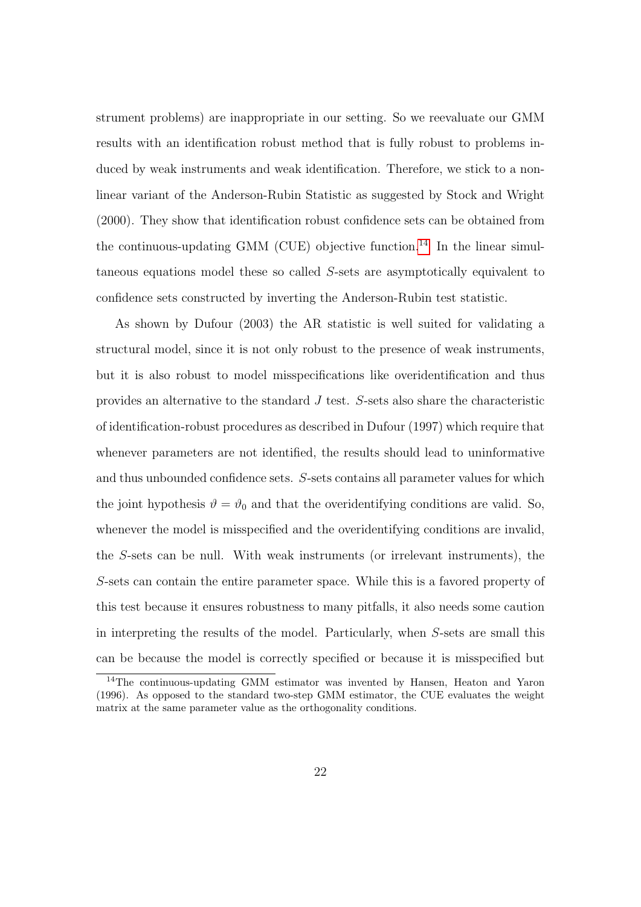strument problems) are inappropriate in our setting. So we reevaluate our GMM results with an identification robust method that is fully robust to problems induced by weak instruments and weak identification. Therefore, we stick to a nonlinear variant of the Anderson-Rubin Statistic as suggested by Stock and Wright (2000). They show that identification robust confidence sets can be obtained from the continuous-updating GMM (CUE) objective function.[14] In the linear simultaneous equations model these so called $S$-sets are asymptotically equivalent to confidence sets constructed by inverting the Anderson-Rubin test statistic.

As shown by Dufour (2003) the AR statistic is well suited for validating a structural model, since it is not only robust to the presence of weak instruments, but it is also robust to model misspecifications like overidentification and thus provides an alternative to the standard $J$ test. $S$-sets also share the characteristic of identification-robust procedures as described in Dufour (1997) which require that whenever parameters are not identified, the results should lead to uninformative and thus unbounded confidence sets. $S$-sets contains all parameter values for which the joint hypothesis $\vartheta = \vartheta_0$ and that the overidentifying conditions are valid. So, whenever the model is misspecified and the overidentifying conditions are invalid, the $S$-sets can be null. With weak instruments (or irrelevant instruments), the $S$-sets can contain the entire parameter space. While this is a favored property of this test because it ensures robustness to many pitfalls, it also needs some caution in interpreting the results of the model. Particularly, when $S$-sets are small this can be because the model is correctly specified or because it is misspecified but

[14] The continuous-updating GMM estimator was invented by Hansen, Heaton and Yaron (1996). As opposed to the standard two-step GMM estimator, the CUE evaluates the weight matrix at the same parameter value as the orthogonality conditions.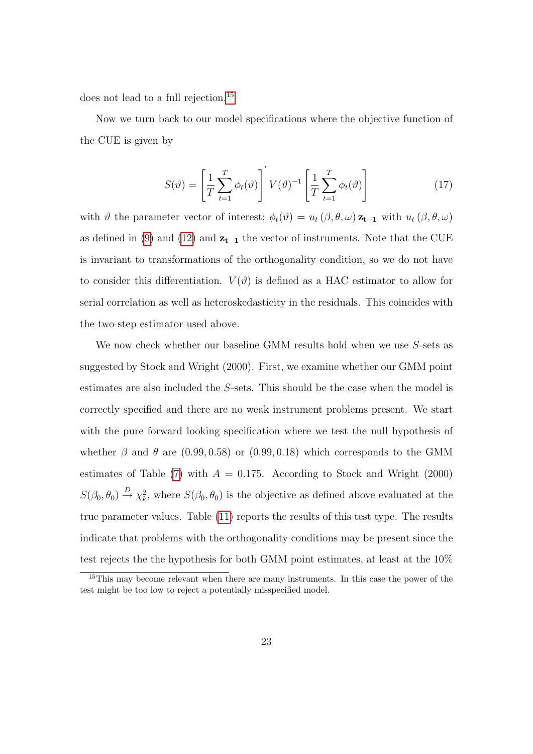does not lead to a full rejection.[15]

Now we turn back to our model specifications where the objective function of the CUE is given by

$$S(\vartheta) = \left[\frac{1}{T}\sum_{t=1}^{T}\phi_t(\vartheta)\right]' V(\vartheta)^{-1}\left[\frac{1}{T}\sum_{t=1}^{T}\phi_t(\vartheta)\right] \tag{17}$$

with $\vartheta$ the parameter vector of interest; $\phi_t(\vartheta) = u_t(\beta, \theta, \omega)\, \mathbf{z_{t-1}}$ with $u_t(\beta, \theta, \omega)$ as defined in (9) and (12) and $\mathbf{z_{t-1}}$ the vector of instruments. Note that the CUE is invariant to transformations of the orthogonality condition, so we do not have to consider this differentiation. $V(\vartheta)$ is defined as a HAC estimator to allow for serial correlation as well as heteroskedasticity in the residuals. This coincides with the two-step estimator used above.

We now check whether our baseline GMM results hold when we use $S$-sets as suggested by Stock and Wright (2000). First, we examine whether our GMM point estimates are also included the $S$-sets. This should be the case when the model is correctly specified and there are no weak instrument problems present. We start with the pure forward looking specification where we test the null hypothesis of whether $\beta$ and $\theta$ are $(0.99, 0.58)$ or $(0.99, 0.18)$ which corresponds to the GMM estimates of Table (7) with $A = 0.175$. According to Stock and Wright (2000) $S(\beta_0, \theta_0) \xrightarrow{D} \chi^2_k$, where $S(\beta_0, \theta_0)$ is the objective as defined above evaluated at the true parameter values. Table (11) reports the results of this test type. The results indicate that problems with the orthogonality conditions may be present since the test rejects the the hypothesis for both GMM point estimates, at least at the 10%

[15] This may become relevant when there are many instruments. In this case the power of the test might be too low to reject a potentially misspecified model.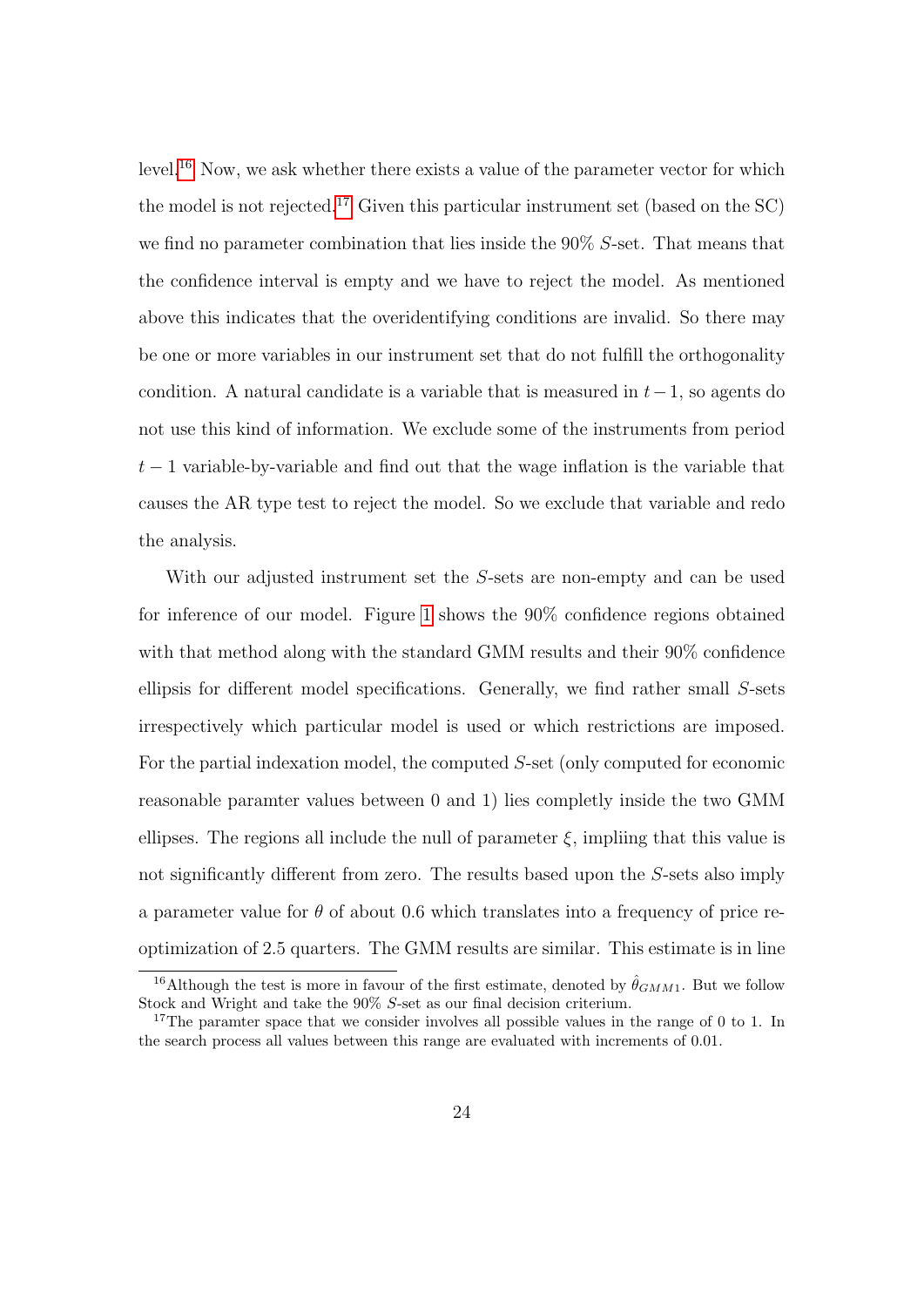level.[16] Now, we ask whether there exists a value of the parameter vector for which the model is not rejected.[17] Given this particular instrument set (based on the SC) we find no parameter combination that lies inside the 90% $S$-set. That means that the confidence interval is empty and we have to reject the model. As mentioned above this indicates that the overidentifying conditions are invalid. So there may be one or more variables in our instrument set that do not fulfill the orthogonality condition. A natural candidate is a variable that is measured in $t-1$, so agents do not use this kind of information. We exclude some of the instruments from period $t-1$ variable-by-variable and find out that the wage inflation is the variable that causes the AR type test to reject the model. So we exclude that variable and redo the analysis.

With our adjusted instrument set the $S$-sets are non-empty and can be used for inference of our model. Figure 1 shows the 90% confidence regions obtained with that method along with the standard GMM results and their 90% confidence ellipsis for different model specifications. Generally, we find rather small $S$-sets irrespectively which particular model is used or which restrictions are imposed. For the partial indexation model, the computed $S$-set (only computed for economic reasonable paramter values between 0 and 1) lies completly inside the two GMM ellipses. The regions all include the null of parameter $\xi$, impliing that this value is not significantly different from zero. The results based upon the $S$-sets also imply a parameter value for $\theta$ of about 0.6 which translates into a frequency of price re-optimization of 2.5 quarters. The GMM results are similar. This estimate is in line

[16] Although the test is more in favour of the first estimate, denoted by $\hat{\theta}_{GMM1}$. But we follow Stock and Wright and take the 90% $S$-set as our final decision criterium.

[17] The paramter space that we consider involves all possible values in the range of 0 to 1. In the search process all values between this range are evaluated with increments of 0.01.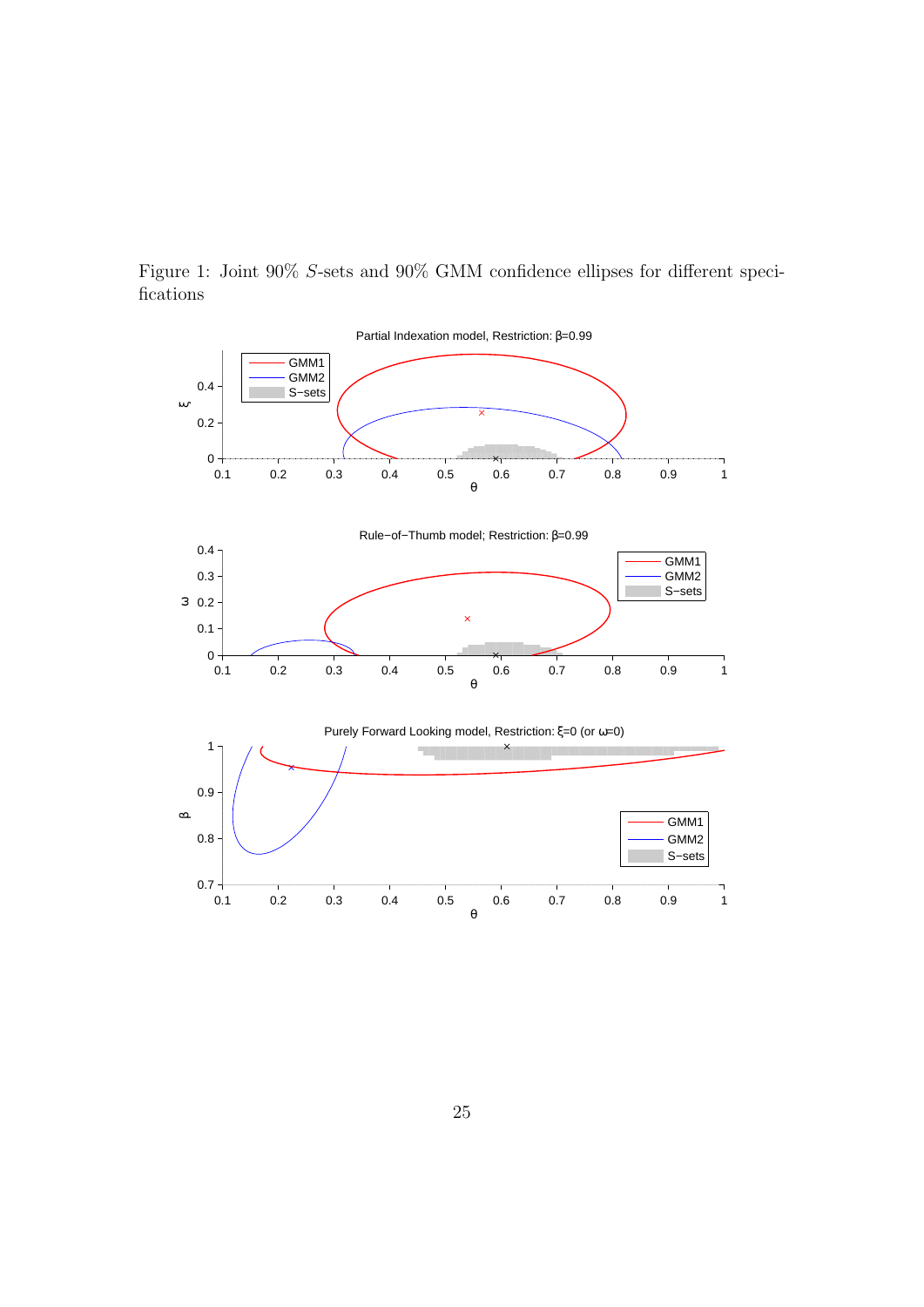Figure 1: Joint 90% $S$-sets and 90% GMM confidence ellipses for different specifications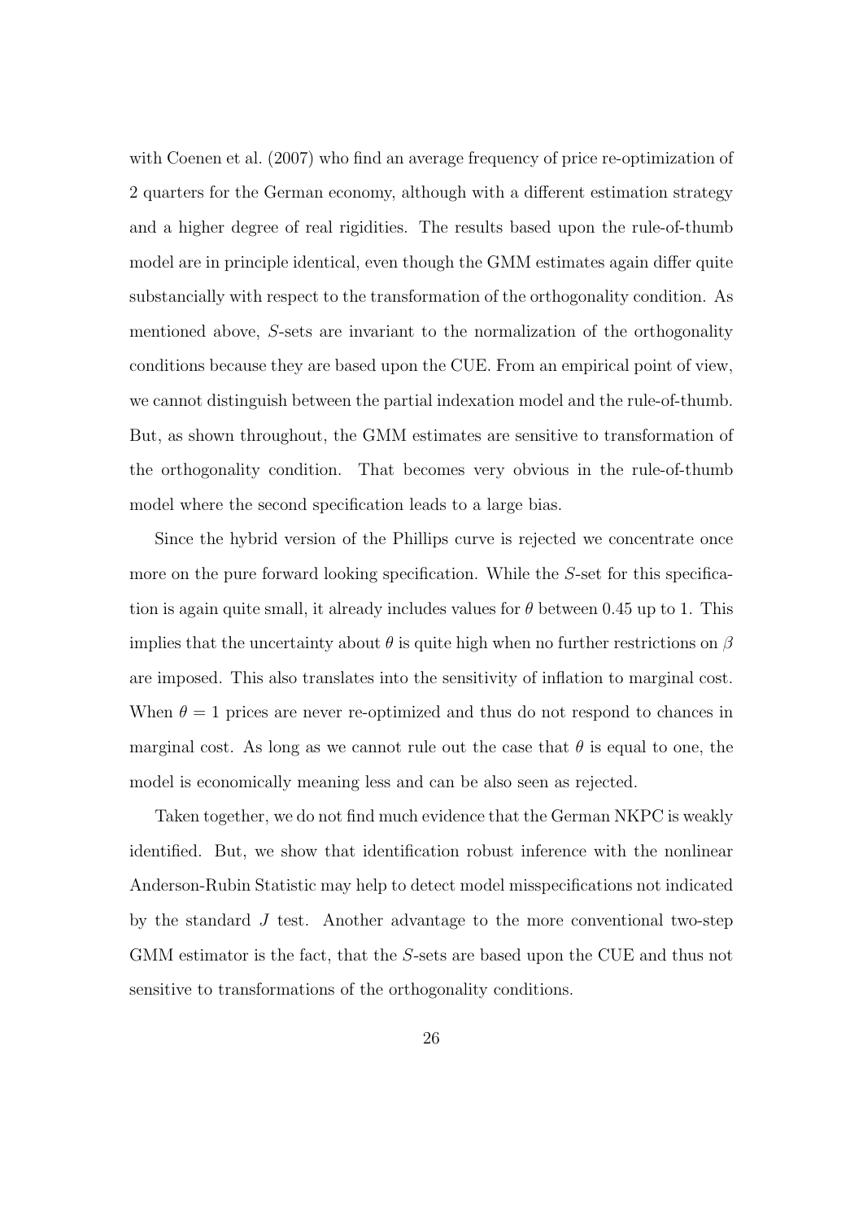with Coenen et al. (2007) who find an average frequency of price re-optimization of 2 quarters for the German economy, although with a different estimation strategy and a higher degree of real rigidities. The results based upon the rule-of-thumb model are in principle identical, even though the GMM estimates again differ quite substancially with respect to the transformation of the orthogonality condition. As mentioned above, $S$-sets are invariant to the normalization of the orthogonality conditions because they are based upon the CUE. From an empirical point of view, we cannot distinguish between the partial indexation model and the rule-of-thumb. But, as shown throughout, the GMM estimates are sensitive to transformation of the orthogonality condition. That becomes very obvious in the rule-of-thumb model where the second specification leads to a large bias.

Since the hybrid version of the Phillips curve is rejected we concentrate once more on the pure forward looking specification. While the $S$-set for this specification is again quite small, it already includes values for $\theta$ between 0.45 up to 1. This implies that the uncertainty about $\theta$ is quite high when no further restrictions on $\beta$ are imposed. This also translates into the sensitivity of inflation to marginal cost. When $\theta = 1$ prices are never re-optimized and thus do not respond to chances in marginal cost. As long as we cannot rule out the case that $\theta$ is equal to one, the model is economically meaning less and can be also seen as rejected.

Taken together, we do not find much evidence that the German NKPC is weakly identified. But, we show that identification robust inference with the nonlinear Anderson-Rubin Statistic may help to detect model misspecifications not indicated by the standard $J$ test. Another advantage to the more conventional two-step GMM estimator is the fact, that the $S$-sets are based upon the CUE and thus not sensitive to transformations of the orthogonality conditions.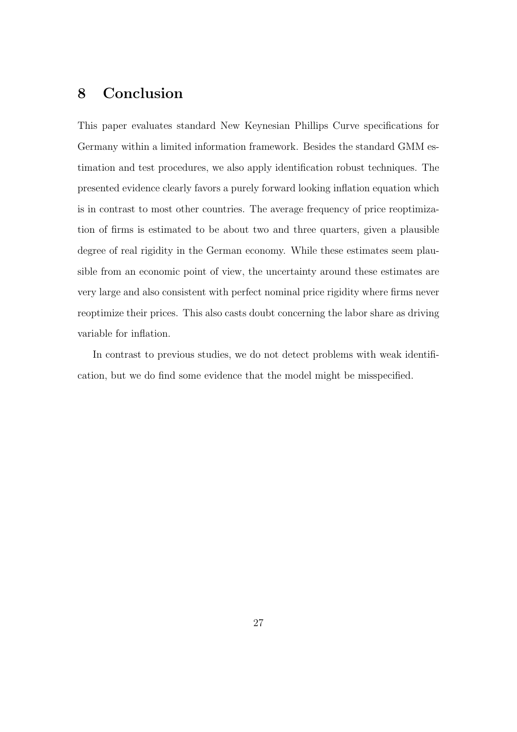## 8 Conclusion

This paper evaluates standard New Keynesian Phillips Curve specifications for Germany within a limited information framework. Besides the standard GMM estimation and test procedures, we also apply identification robust techniques. The presented evidence clearly favors a purely forward looking inflation equation which is in contrast to most other countries. The average frequency of price reoptimization of firms is estimated to be about two and three quarters, given a plausible degree of real rigidity in the German economy. While these estimates seem plausible from an economic point of view, the uncertainty around these estimates are very large and also consistent with perfect nominal price rigidity where firms never reoptimize their prices. This also casts doubt concerning the labor share as driving variable for inflation.

In contrast to previous studies, we do not detect problems with weak identification, but we do find some evidence that the model might be misspecified.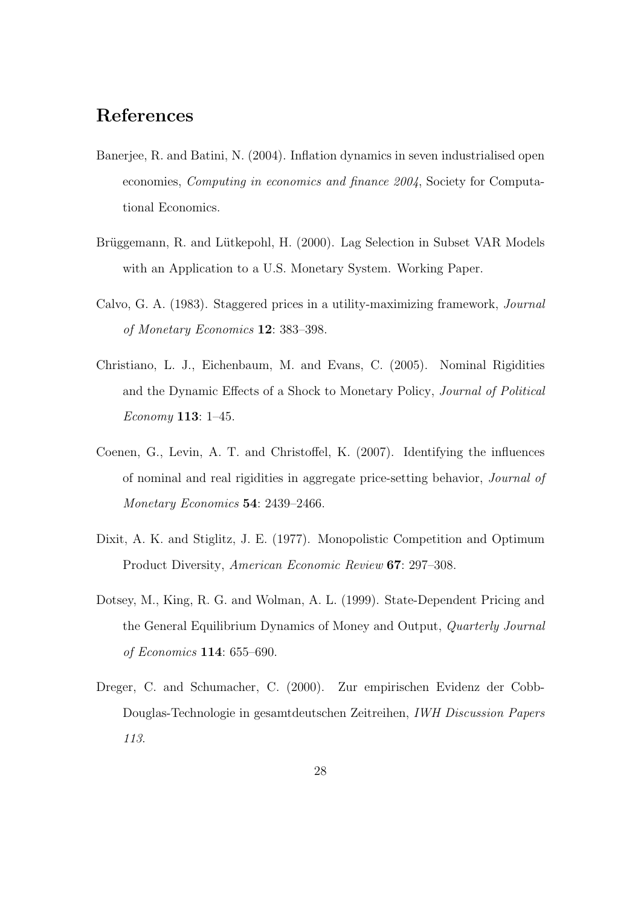# References

Banerjee, R. and Batini, N. (2004). Inflation dynamics in seven industrialised open economies, *Computing in economics and finance 2004*, Society for Computational Economics.

Brüggemann, R. and Lütkepohl, H. (2000). Lag Selection in Subset VAR Models with an Application to a U.S. Monetary System. Working Paper.

Calvo, G. A. (1983). Staggered prices in a utility-maximizing framework, *Journal of Monetary Economics* **12**: 383–398.

Christiano, L. J., Eichenbaum, M. and Evans, C. (2005). Nominal Rigidities and the Dynamic Effects of a Shock to Monetary Policy, *Journal of Political Economy* **113**: 1–45.

Coenen, G., Levin, A. T. and Christoffel, K. (2007). Identifying the influences of nominal and real rigidities in aggregate price-setting behavior, *Journal of Monetary Economics* **54**: 2439–2466.

Dixit, A. K. and Stiglitz, J. E. (1977). Monopolistic Competition and Optimum Product Diversity, *American Economic Review* **67**: 297–308.

Dotsey, M., King, R. G. and Wolman, A. L. (1999). State-Dependent Pricing and the General Equilibrium Dynamics of Money and Output, *Quarterly Journal of Economics* **114**: 655–690.

Dreger, C. and Schumacher, C. (2000). Zur empirischen Evidenz der Cobb-Douglas-Technologie in gesamtdeutschen Zeitreihen, *IWH Discussion Papers 113*.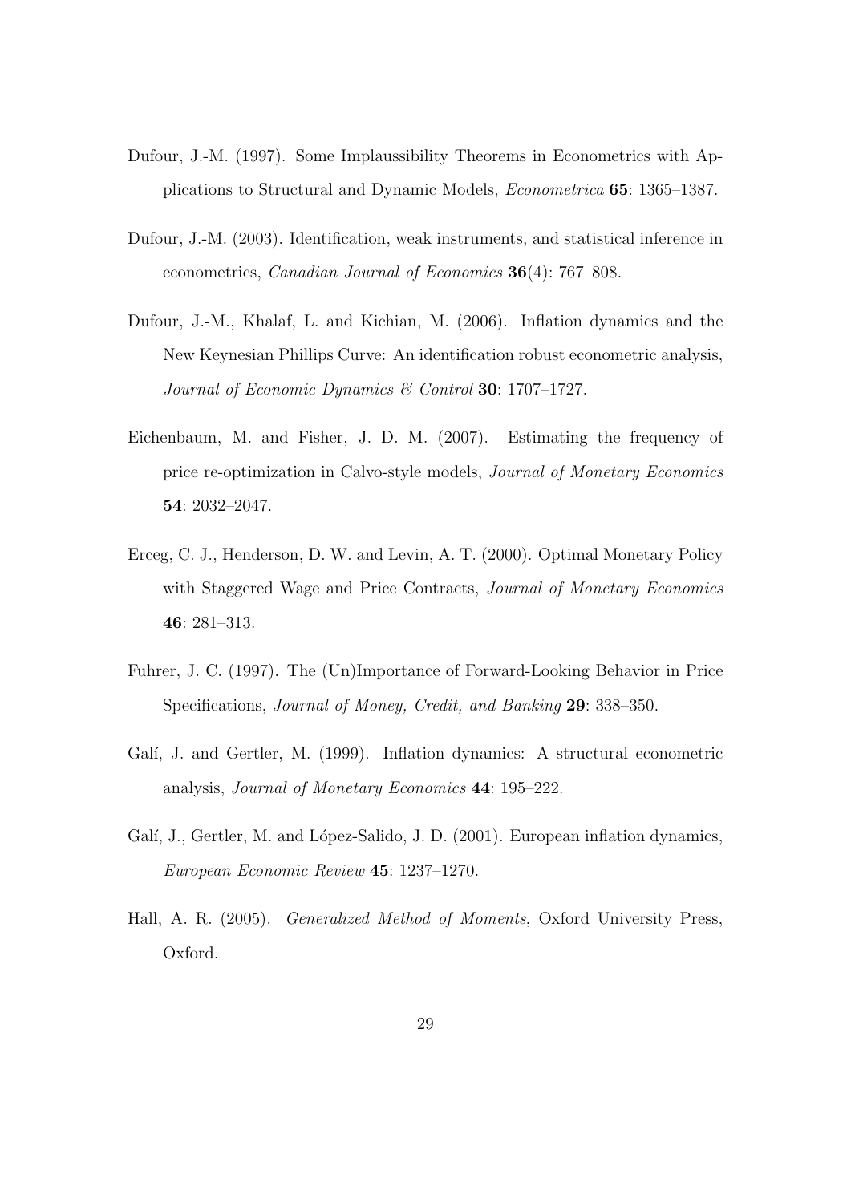Dufour, J.-M. (1997). Some Implaussibility Theorems in Econometrics with Applications to Structural and Dynamic Models, *Econometrica* **65**: 1365–1387.

Dufour, J.-M. (2003). Identification, weak instruments, and statistical inference in econometrics, *Canadian Journal of Economics* **36**(4): 767–808.

Dufour, J.-M., Khalaf, L. and Kichian, M. (2006). Inflation dynamics and the New Keynesian Phillips Curve: An identification robust econometric analysis, *Journal of Economic Dynamics & Control* **30**: 1707–1727.

Eichenbaum, M. and Fisher, J. D. M. (2007). Estimating the frequency of price re-optimization in Calvo-style models, *Journal of Monetary Economics* **54**: 2032–2047.

Erceg, C. J., Henderson, D. W. and Levin, A. T. (2000). Optimal Monetary Policy with Staggered Wage and Price Contracts, *Journal of Monetary Economics* **46**: 281–313.

Fuhrer, J. C. (1997). The (Un)Importance of Forward-Looking Behavior in Price Specifications, *Journal of Money, Credit, and Banking* **29**: 338–350.

Galí, J. and Gertler, M. (1999). Inflation dynamics: A structural econometric analysis, *Journal of Monetary Economics* **44**: 195–222.

Galí, J., Gertler, M. and López-Salido, J. D. (2001). European inflation dynamics, *European Economic Review* **45**: 1237–1270.

Hall, A. R. (2005). *Generalized Method of Moments*, Oxford University Press, Oxford.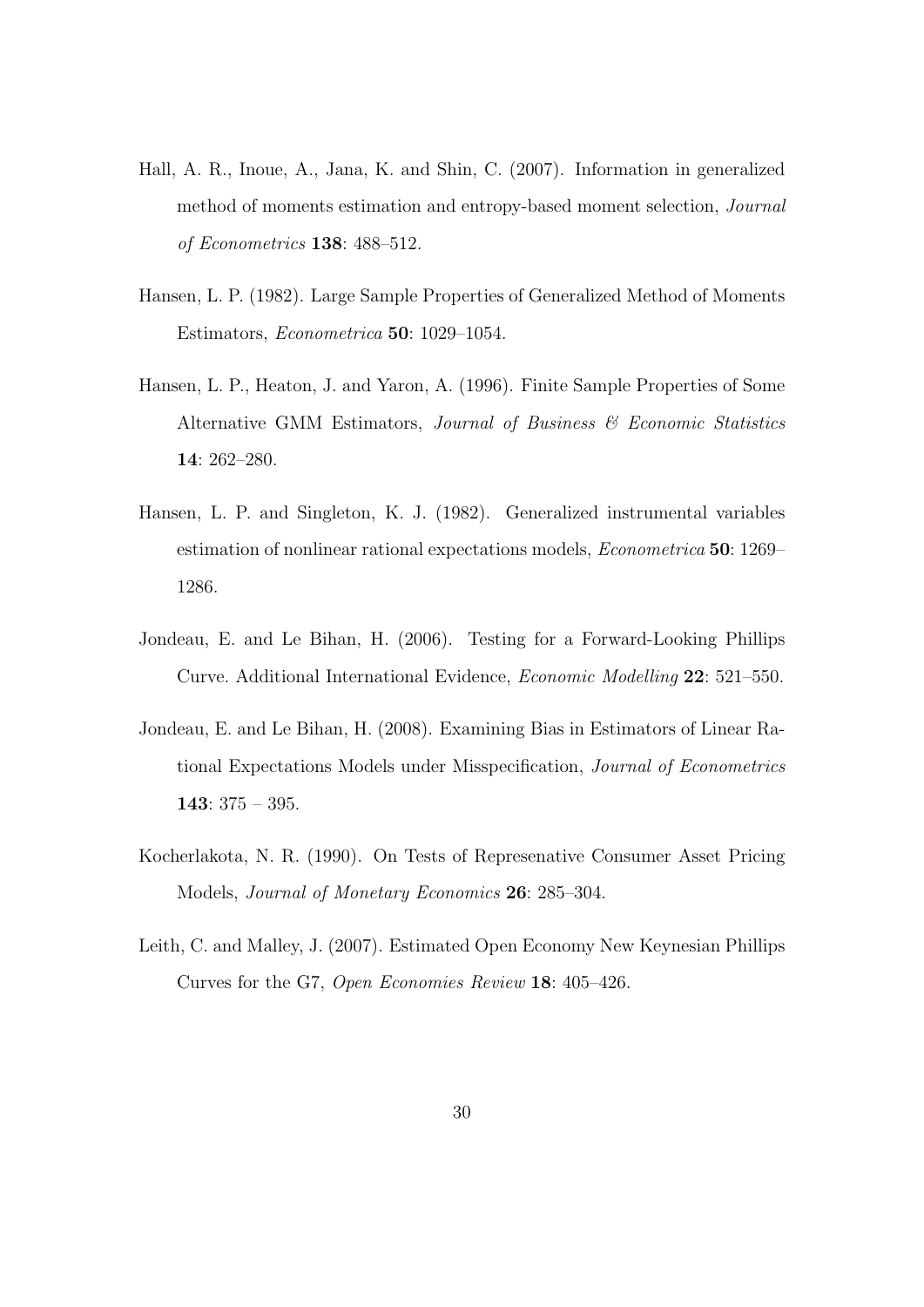Hall, A. R., Inoue, A., Jana, K. and Shin, C. (2007). Information in generalized method of moments estimation and entropy-based moment selection, *Journal of Econometrics* **138**: 488–512.

Hansen, L. P. (1982). Large Sample Properties of Generalized Method of Moments Estimators, *Econometrica* **50**: 1029–1054.

Hansen, L. P., Heaton, J. and Yaron, A. (1996). Finite Sample Properties of Some Alternative GMM Estimators, *Journal of Business & Economic Statistics* **14**: 262–280.

Hansen, L. P. and Singleton, K. J. (1982). Generalized instrumental variables estimation of nonlinear rational expectations models, *Econometrica* **50**: 1269–1286.

Jondeau, E. and Le Bihan, H. (2006). Testing for a Forward-Looking Phillips Curve. Additional International Evidence, *Economic Modelling* **22**: 521–550.

Jondeau, E. and Le Bihan, H. (2008). Examining Bias in Estimators of Linear Rational Expectations Models under Misspecification, *Journal of Econometrics* **143**: 375 – 395.

Kocherlakota, N. R. (1990). On Tests of Represenative Consumer Asset Pricing Models, *Journal of Monetary Economics* **26**: 285–304.

Leith, C. and Malley, J. (2007). Estimated Open Economy New Keynesian Phillips Curves for the G7, *Open Economies Review* **18**: 405–426.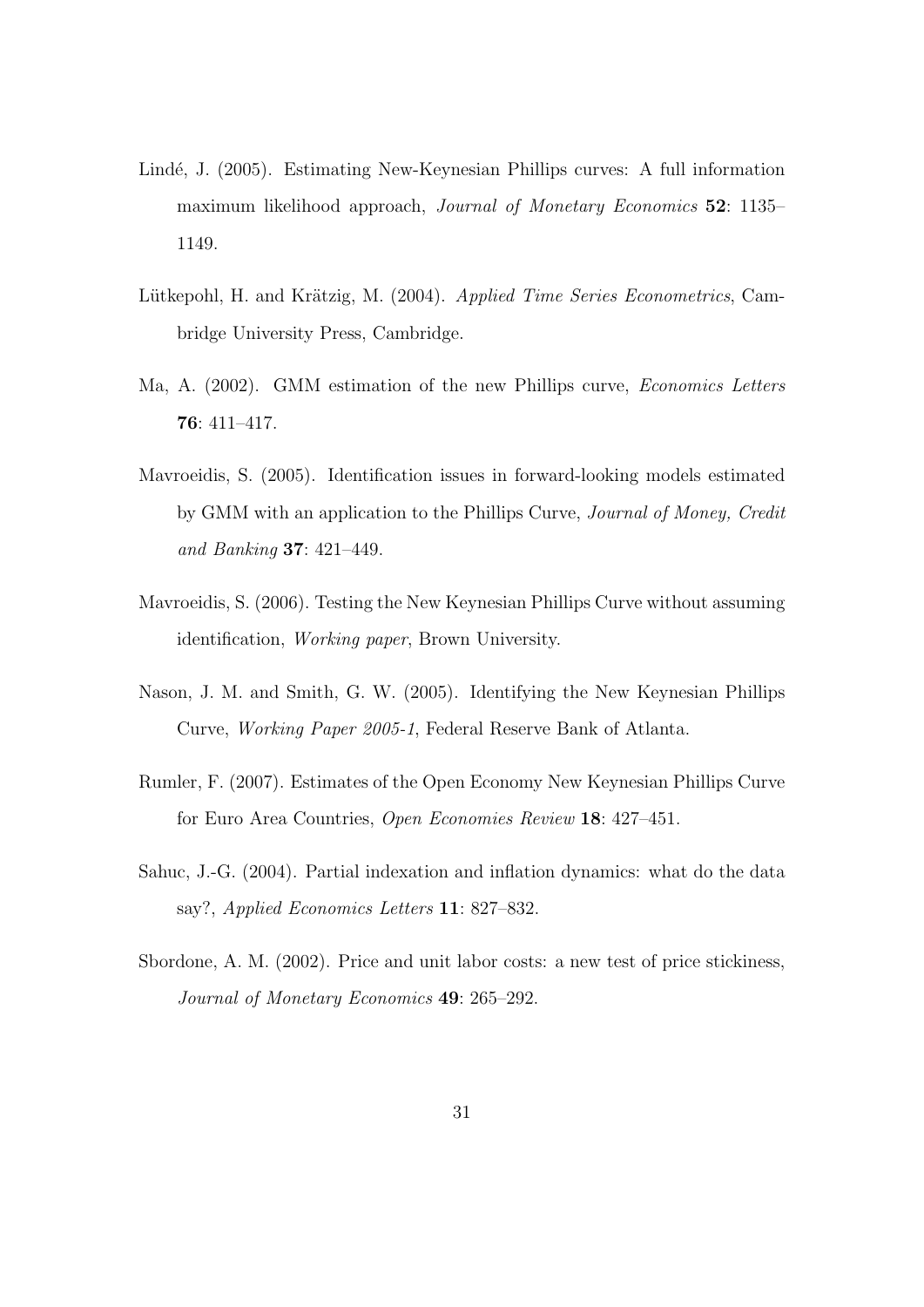Lindé, J. (2005). Estimating New-Keynesian Phillips curves: A full information maximum likelihood approach, *Journal of Monetary Economics* **52**: 1135–1149.

Lütkepohl, H. and Krätzig, M. (2004). *Applied Time Series Econometrics*, Cambridge University Press, Cambridge.

Ma, A. (2002). GMM estimation of the new Phillips curve, *Economics Letters* **76**: 411–417.

Mavroeidis, S. (2005). Identification issues in forward-looking models estimated by GMM with an application to the Phillips Curve, *Journal of Money, Credit and Banking* **37**: 421–449.

Mavroeidis, S. (2006). Testing the New Keynesian Phillips Curve without assuming identification, *Working paper*, Brown University.

Nason, J. M. and Smith, G. W. (2005). Identifying the New Keynesian Phillips Curve, *Working Paper 2005-1*, Federal Reserve Bank of Atlanta.

Rumler, F. (2007). Estimates of the Open Economy New Keynesian Phillips Curve for Euro Area Countries, *Open Economies Review* **18**: 427–451.

Sahuc, J.-G. (2004). Partial indexation and inflation dynamics: what do the data say?, *Applied Economics Letters* **11**: 827–832.

Sbordone, A. M. (2002). Price and unit labor costs: a new test of price stickiness, *Journal of Monetary Economics* **49**: 265–292.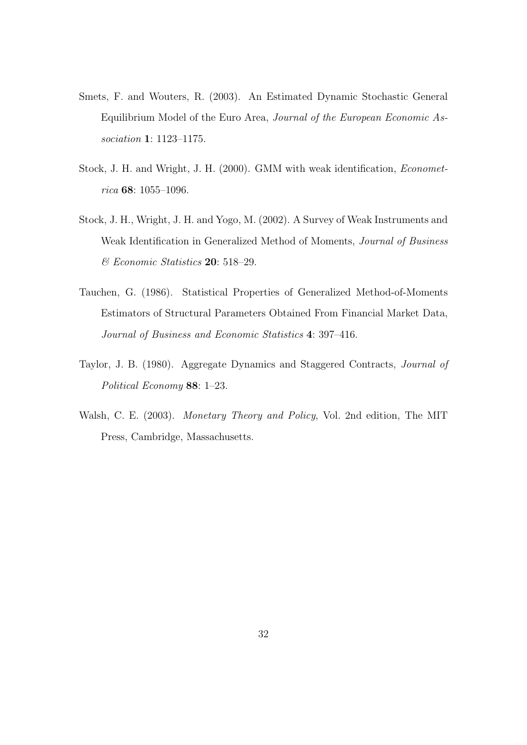Smets, F. and Wouters, R. (2003). An Estimated Dynamic Stochastic General Equilibrium Model of the Euro Area, *Journal of the European Economic Association* **1**: 1123–1175.

Stock, J. H. and Wright, J. H. (2000). GMM with weak identification, *Econometrica* **68**: 1055–1096.

Stock, J. H., Wright, J. H. and Yogo, M. (2002). A Survey of Weak Instruments and Weak Identification in Generalized Method of Moments, *Journal of Business & Economic Statistics* **20**: 518–29.

Tauchen, G. (1986). Statistical Properties of Generalized Method-of-Moments Estimators of Structural Parameters Obtained From Financial Market Data, *Journal of Business and Economic Statistics* **4**: 397–416.

Taylor, J. B. (1980). Aggregate Dynamics and Staggered Contracts, *Journal of Political Economy* **88**: 1–23.

Walsh, C. E. (2003). *Monetary Theory and Policy*, Vol. 2nd edition, The MIT Press, Cambridge, Massachusetts.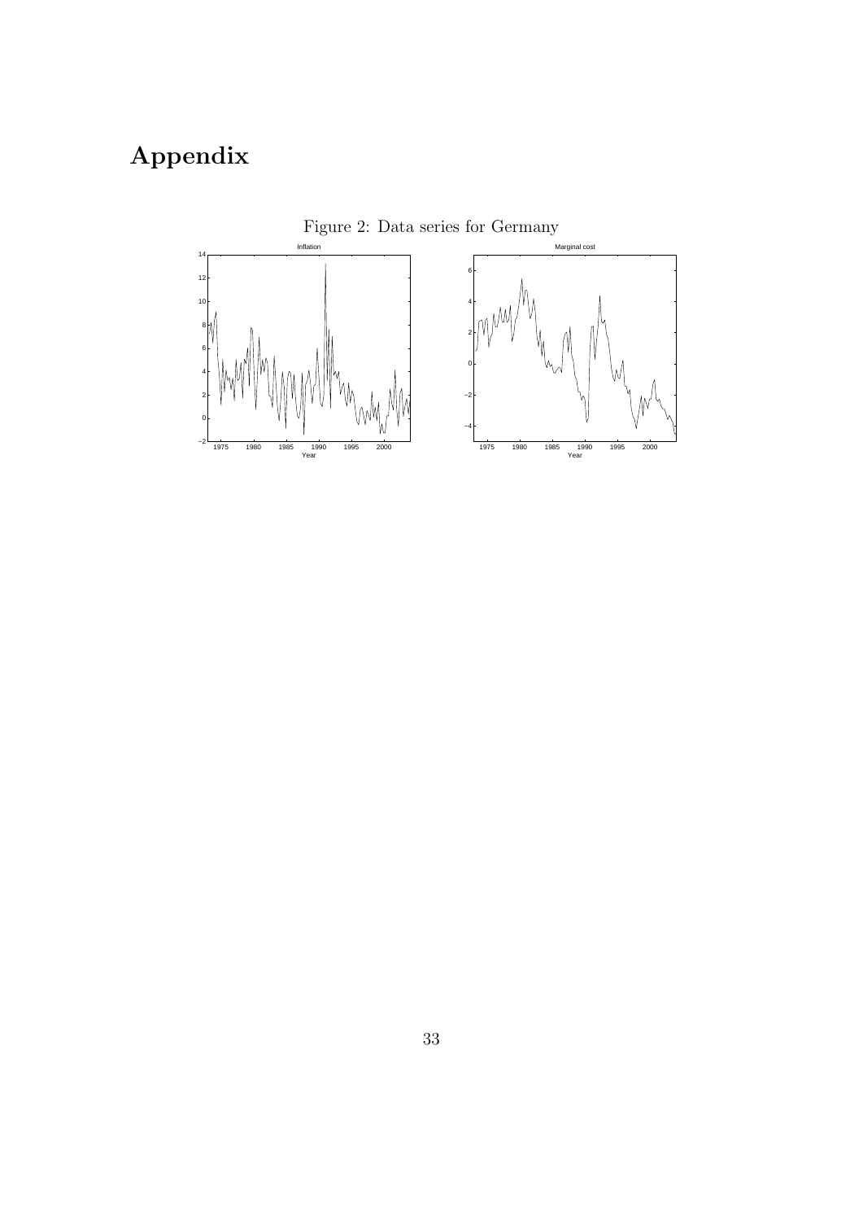# Appendix

Figure 2: Data series for Germany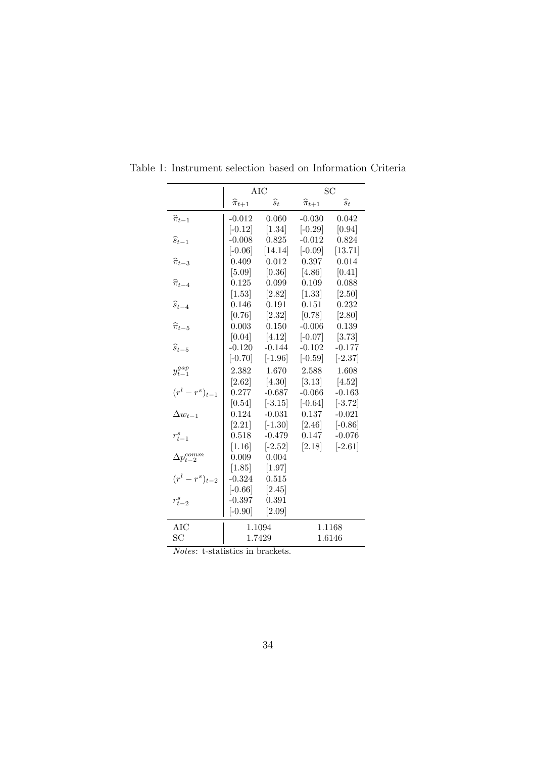Table 1: Instrument selection based on Information Criteria

| | AIC | | SC | |
|---|---|---|---|---|
| | $\widehat{\pi}_{t+1}$ | $\widehat{s}_t$ | $\widehat{\pi}_{t+1}$ | $\widehat{s}_t$ |
| $\widehat{\pi}_{t-1}$ | -0.012 | 0.060 | -0.030 | 0.042 |
| | [-0.12] | [1.34] | [-0.29] | [0.94] |
| $\widehat{s}_{t-1}$ | -0.008 | 0.825 | -0.012 | 0.824 |
| | [-0.06] | [14.14] | [-0.09] | [13.71] |
| $\widehat{\pi}_{t-3}$ | 0.409 | 0.012 | 0.397 | 0.014 |
| | [5.09] | [0.36] | [4.86] | [0.41] |
| $\widehat{\pi}_{t-4}$ | 0.125 | 0.099 | 0.109 | 0.088 |
| | [1.53] | [2.82] | [1.33] | [2.50] |
| $\widehat{s}_{t-4}$ | 0.146 | 0.191 | 0.151 | 0.232 |
| | [0.76] | [2.32] | [0.78] | [2.80] |
| $\widehat{\pi}_{t-5}$ | 0.003 | 0.150 | -0.006 | 0.139 |
| | [0.04] | [4.12] | [-0.07] | [3.73] |
| $\widehat{s}_{t-5}$ | -0.120 | -0.144 | -0.102 | -0.177 |
| | [-0.70] | [-1.96] | [-0.59] | [-2.37] |
| $y^{gap}_{t-1}$ | 2.382 | 1.670 | 2.588 | 1.608 |
| | [2.62] | [4.30] | [3.13] | [4.52] |
| $(r^l - r^s)_{t-1}$ | 0.277 | -0.687 | -0.066 | -0.163 |
| | [0.54] | [-3.15] | [-0.64] | [-3.72] |
| $\Delta w_{t-1}$ | 0.124 | -0.031 | 0.137 | -0.021 |
| | [2.21] | [-1.30] | [2.46] | [-0.86] |
| $r^s_{t-1}$ | 0.518 | -0.479 | 0.147 | -0.076 |
| | [1.16] | [-2.52] | [2.18] | [-2.61] |
| $\Delta p^{comm}_{t-2}$ | 0.009 | 0.004 | | |
| | [1.85] | [1.97] | | |
| $(r^l - r^s)_{t-2}$ | -0.324 | 0.515 | | |
| | [-0.66] | [2.45] | | |
| $r^s_{t-2}$ | -0.397 | 0.391 | | |
| | [-0.90] | [2.09] | | |
| AIC | 1.1094 | | 1.1168 | |
| SC | 1.7429 | | 1.6146 | |

*Notes*: t-statistics in brackets.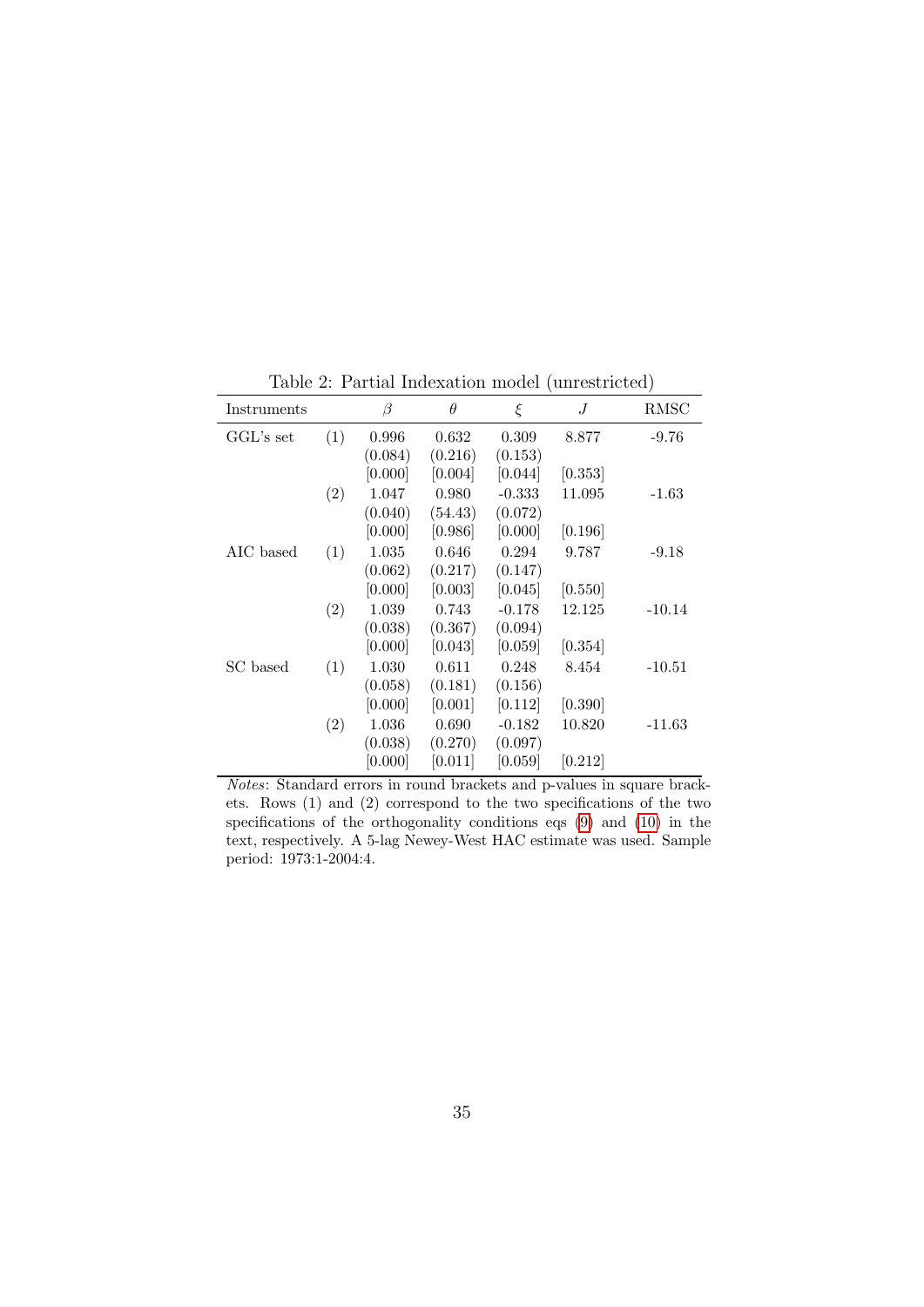Table 2: Partial Indexation model (unrestricted)

| Instruments | | $\beta$ | $\theta$ | $\xi$ | $J$ | RMSC |
|---|---|---|---|---|---|---|
| GGL's set | (1) | 0.996 | 0.632 | 0.309 | 8.877 | -9.76 |
| | | (0.084) | (0.216) | (0.153) | | |
| | | [0.000] | [0.004] | [0.044] | [0.353] | |
| | (2) | 1.047 | 0.980 | -0.333 | 11.095 | -1.63 |
| | | (0.040) | (54.43) | (0.072) | | |
| | | [0.000] | [0.986] | [0.000] | [0.196] | |
| AIC based | (1) | 1.035 | 0.646 | 0.294 | 9.787 | -9.18 |
| | | (0.062) | (0.217) | (0.147) | | |
| | | [0.000] | [0.003] | [0.045] | [0.550] | |
| | (2) | 1.039 | 0.743 | -0.178 | 12.125 | -10.14 |
| | | (0.038) | (0.367) | (0.094) | | |
| | | [0.000] | [0.043] | [0.059] | [0.354] | |
| SC based | (1) | 1.030 | 0.611 | 0.248 | 8.454 | -10.51 |
| | | (0.058) | (0.181) | (0.156) | | |
| | | [0.000] | [0.001] | [0.112] | [0.390] | |
| | (2) | 1.036 | 0.690 | -0.182 | 10.820 | -11.63 |
| | | (0.038) | (0.270) | (0.097) | | |
| | | [0.000] | [0.011] | [0.059] | [0.212] | |

*Notes*: Standard errors in round brackets and p-values in square brackets. Rows (1) and (2) correspond to the two specifications of the two specifications of the orthogonality conditions eqs (9) and (10) in the text, respectively. A 5-lag Newey-West HAC estimate was used. Sample period: 1973:1-2004:4.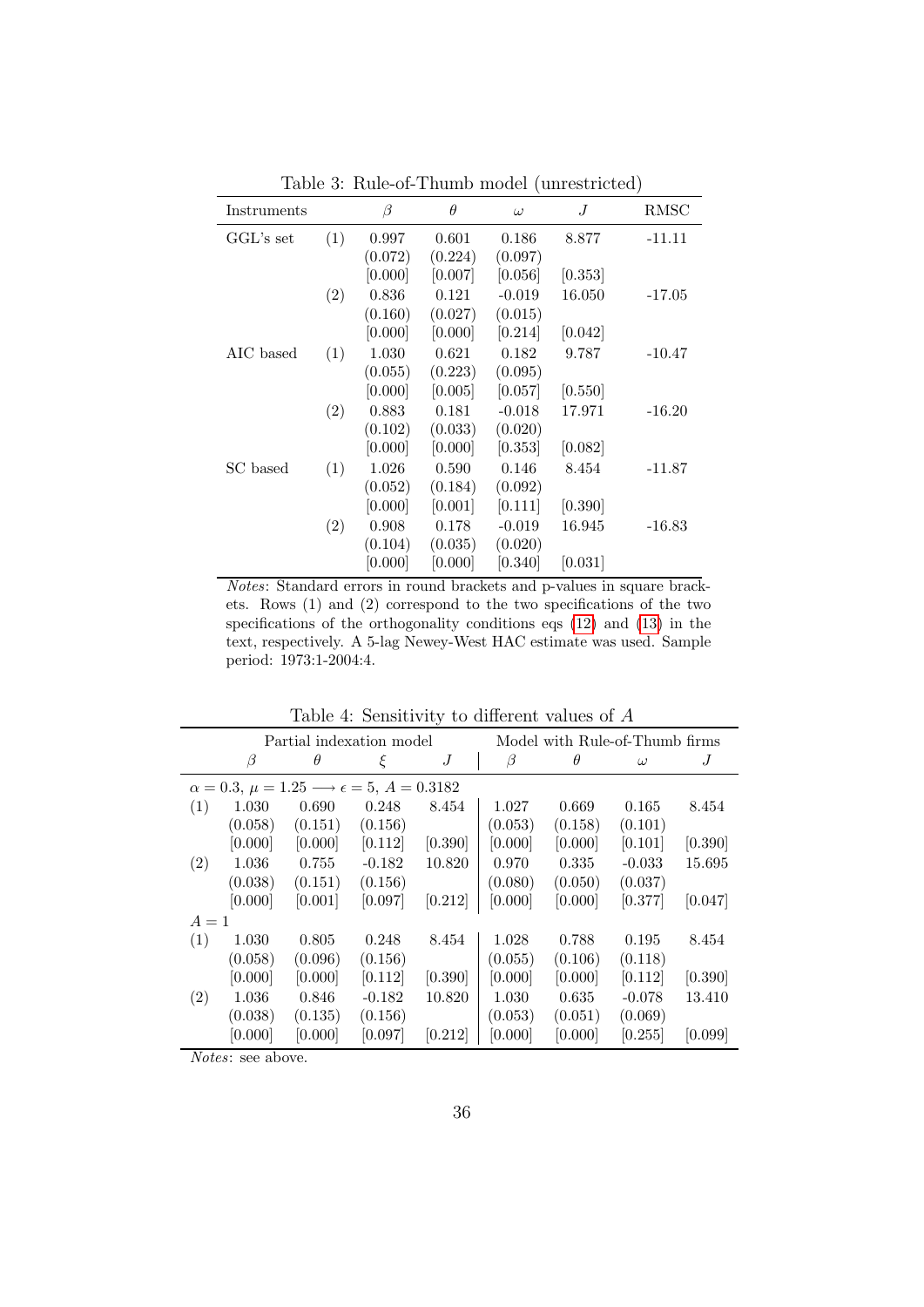Table 3: Rule-of-Thumb model (unrestricted)

| Instruments | | $\beta$ | $\theta$ | $\omega$ | $J$ | RMSC |
|---|---|---|---|---|---|---|
| GGL's set | (1) | 0.997 | 0.601 | 0.186 | 8.877 | -11.11 |
| | | (0.072) | (0.224) | (0.097) | | |
| | | [0.000] | [0.007] | [0.056] | [0.353] | |
| | (2) | 0.836 | 0.121 | -0.019 | 16.050 | -17.05 |
| | | (0.160) | (0.027) | (0.015) | | |
| | | [0.000] | [0.000] | [0.214] | [0.042] | |
| AIC based | (1) | 1.030 | 0.621 | 0.182 | 9.787 | -10.47 |
| | | (0.055) | (0.223) | (0.095) | | |
| | | [0.000] | [0.005] | [0.057] | [0.550] | |
| | (2) | 0.883 | 0.181 | -0.018 | 17.971 | -16.20 |
| | | (0.102) | (0.033) | (0.020) | | |
| | | [0.000] | [0.000] | [0.353] | [0.082] | |
| SC based | (1) | 1.026 | 0.590 | 0.146 | 8.454 | -11.87 |
| | | (0.052) | (0.184) | (0.092) | | |
| | | [0.000] | [0.001] | [0.111] | [0.390] | |
| | (2) | 0.908 | 0.178 | -0.019 | 16.945 | -16.83 |
| | | (0.104) | (0.035) | (0.020) | | |
| | | [0.000] | [0.000] | [0.340] | [0.031] | |

*Notes*: Standard errors in round brackets and p-values in square brackets. Rows (1) and (2) correspond to the two specifications of the two specifications of the orthogonality conditions eqs (12) and (13) in the text, respectively. A 5-lag Newey-West HAC estimate was used. Sample period: 1973:1-2004:4.

Table 4: Sensitivity to different values of $A$

| | Partial indexation model | | | | Model with Rule-of-Thumb firms | | | |
|---|---|---|---|---|---|---|---|---|
| | $\beta$ | $\theta$ | $\xi$ | $J$ | $\beta$ | $\theta$ | $\omega$ | $J$ |
| $\alpha = 0.3$, $\mu = 1.25 \longrightarrow \epsilon = 5$, $A = 0.3182$ | | | | | | | | |
| (1) | 1.030 | 0.690 | 0.248 | 8.454 | 1.027 | 0.669 | 0.165 | 8.454 |
| | (0.058) | (0.151) | (0.156) | | (0.053) | (0.158) | (0.101) | |
| | [0.000] | [0.000] | [0.112] | [0.390] | [0.000] | [0.000] | [0.101] | [0.390] |
| (2) | 1.036 | 0.755 | -0.182 | 10.820 | 0.970 | 0.335 | -0.033 | 15.695 |
| | (0.038) | (0.151) | (0.156) | | (0.080) | (0.050) | (0.037) | |
| | [0.000] | [0.001] | [0.097] | [0.212] | [0.000] | [0.000] | [0.377] | [0.047] |
| $A = 1$ | | | | | | | | |
| (1) | 1.030 | 0.805 | 0.248 | 8.454 | 1.028 | 0.788 | 0.195 | 8.454 |
| | (0.058) | (0.096) | (0.156) | | (0.055) | (0.106) | (0.118) | |
| | [0.000] | [0.000] | [0.112] | [0.390] | [0.000] | [0.000] | [0.112] | [0.390] |
| (2) | 1.036 | 0.846 | -0.182 | 10.820 | 1.030 | 0.635 | -0.078 | 13.410 |
| | (0.038) | (0.135) | (0.156) | | (0.053) | (0.051) | (0.069) | |
| | [0.000] | [0.000] | [0.097] | [0.212] | [0.000] | [0.000] | [0.255] | [0.099] |

*Notes*: see above.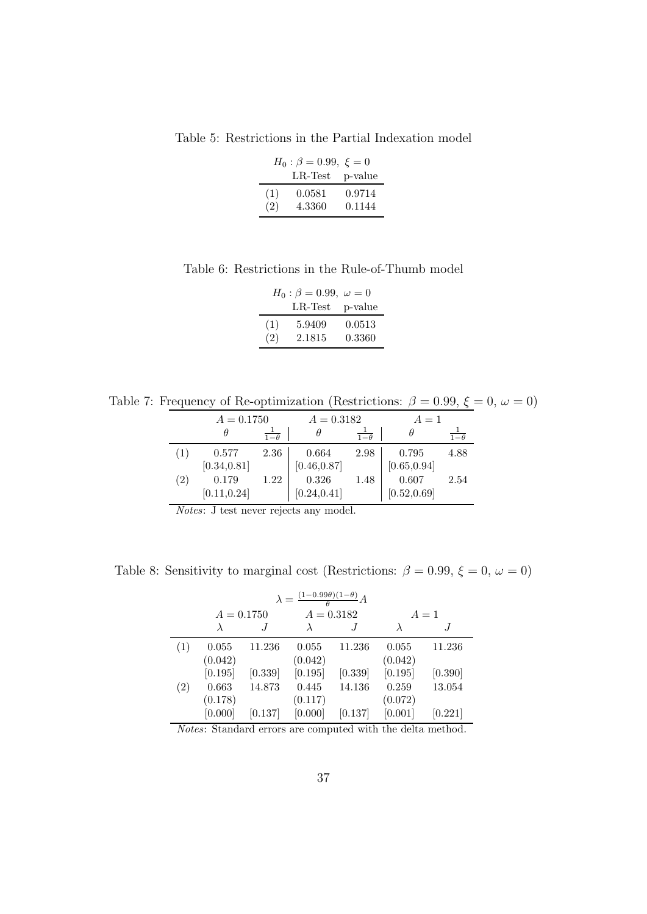Table 5: Restrictions in the Partial Indexation model

| | $H_0 : \beta = 0.99,\ \xi = 0$ | |
|---|---|---|
| | LR-Test | p-value |
| (1) | 0.0581 | 0.9714 |
| (2) | 4.3360 | 0.1144 |

Table 6: Restrictions in the Rule-of-Thumb model

| | $H_0 : \beta = 0.99,\ \omega = 0$ | |
|---|---|---|
| | LR-Test | p-value |
| (1) | 5.9409 | 0.0513 |
| (2) | 2.1815 | 0.3360 |

Table 7: Frequency of Re-optimization (Restrictions: $\beta = 0.99$, $\xi = 0$, $\omega = 0$)

| | $A = 0.1750$ | | $A = 0.3182$ | | $A = 1$ | |
|---|---|---|---|---|---|---|
| | $\theta$ | $\frac{1}{1-\theta}$ | $\theta$ | $\frac{1}{1-\theta}$ | $\theta$ | $\frac{1}{1-\theta}$ |
| (1) | 0.577 | 2.36 | 0.664 | 2.98 | 0.795 | 4.88 |
| | [0.34,0.81] | | [0.46,0.87] | | [0.65,0.94] | |
| (2) | 0.179 | 1.22 | 0.326 | 1.48 | 0.607 | 2.54 |
| | [0.11,0.24] | | [0.24,0.41] | | [0.52,0.69] | |

*Notes*: J test never rejects any model.

Table 8: Sensitivity to marginal cost (Restrictions: $\beta = 0.99$, $\xi = 0$, $\omega = 0$)

| | $\lambda = \frac{(1-0.99\theta)(1-\theta)}{\theta}A$ | | | | | |
|---|---|---|---|---|---|---|
| | $A = 0.1750$ | | $A = 0.3182$ | | $A = 1$ | |
| | $\lambda$ | $J$ | $\lambda$ | $J$ | $\lambda$ | $J$ |
| (1) | 0.055 | 11.236 | 0.055 | 11.236 | 0.055 | 11.236 |
| | (0.042) | | (0.042) | | (0.042) | |
| | [0.195] | [0.339] | [0.195] | [0.339] | [0.195] | [0.390] |
| (2) | 0.663 | 14.873 | 0.445 | 14.136 | 0.259 | 13.054 |
| | (0.178) | | (0.117) | | (0.072) | |
| | [0.000] | [0.137] | [0.000] | [0.137] | [0.001] | [0.221] |

*Notes*: Standard errors are computed with the delta method.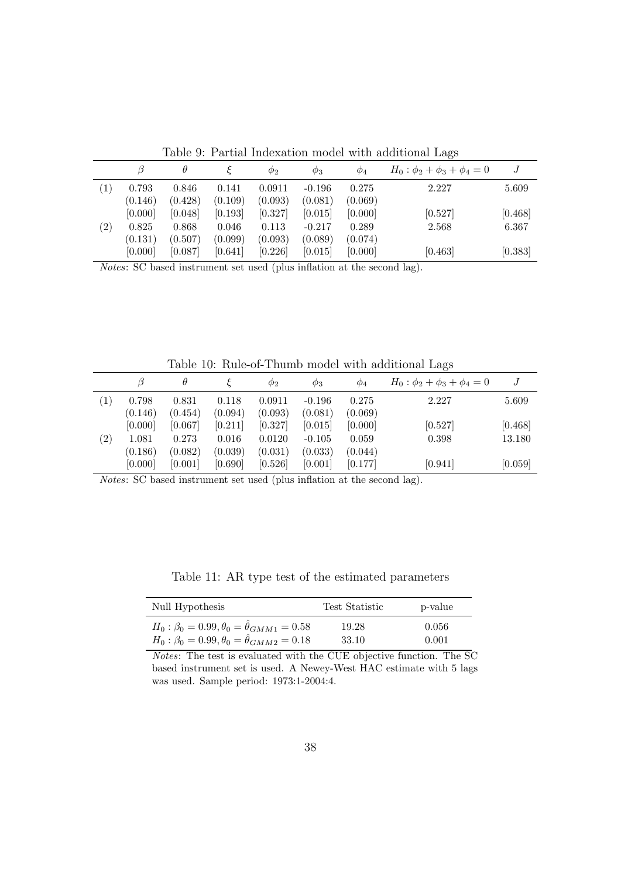Table 9: Partial Indexation model with additional Lags

| | $\beta$ | $\theta$ | $\xi$ | $\phi_2$ | $\phi_3$ | $\phi_4$ | $H_0: \phi_2 + \phi_3 + \phi_4 = 0$ | $J$ |
|---|---|---|---|---|---|---|---|---|
| (1) | 0.793 | 0.846 | 0.141 | 0.0911 | -0.196 | 0.275 | 2.227 | 5.609 |
| | (0.146) | (0.428) | (0.109) | (0.093) | (0.081) | (0.069) | | |
| | [0.000] | [0.048] | [0.193] | [0.327] | [0.015] | [0.000] | [0.527] | [0.468] |
| (2) | 0.825 | 0.868 | 0.046 | 0.113 | -0.217 | 0.289 | 2.568 | 6.367 |
| | (0.131) | (0.507) | (0.099) | (0.093) | (0.089) | (0.074) | | |
| | [0.000] | [0.087] | [0.641] | [0.226] | [0.015] | [0.000] | [0.463] | [0.383] |

*Notes*: SC based instrument set used (plus inflation at the second lag).

Table 10: Rule-of-Thumb model with additional Lags

| | $\beta$ | $\theta$ | $\xi$ | $\phi_2$ | $\phi_3$ | $\phi_4$ | $H_0: \phi_2 + \phi_3 + \phi_4 = 0$ | $J$ |
|---|---|---|---|---|---|---|---|---|
| (1) | 0.798 | 0.831 | 0.118 | 0.0911 | -0.196 | 0.275 | 2.227 | 5.609 |
| | (0.146) | (0.454) | (0.094) | (0.093) | (0.081) | (0.069) | | |
| | [0.000] | [0.067] | [0.211] | [0.327] | [0.015] | [0.000] | [0.527] | [0.468] |
| (2) | 1.081 | 0.273 | 0.016 | 0.0120 | -0.105 | 0.059 | 0.398 | 13.180 |
| | (0.186) | (0.082) | (0.039) | (0.031) | (0.033) | (0.044) | | |
| | [0.000] | [0.001] | [0.690] | [0.526] | [0.001] | [0.177] | [0.941] | [0.059] |

*Notes*: SC based instrument set used (plus inflation at the second lag).

Table 11: AR type test of the estimated parameters

| Null Hypothesis | Test Statistic | p-value |
|---|---|---|
| $H_0: \beta_0 = 0.99, \theta_0 = \hat{\theta}_{GMM1} = 0.58$ | 19.28 | 0.056 |
| $H_0: \beta_0 = 0.99, \theta_0 = \hat{\theta}_{GMM2} = 0.18$ | 33.10 | 0.001 |

*Notes*: The test is evaluated with the CUE objective function. The SC based instrument set is used. A Newey-West HAC estimate with 5 lags was used. Sample period: 1973:1-2004:4.